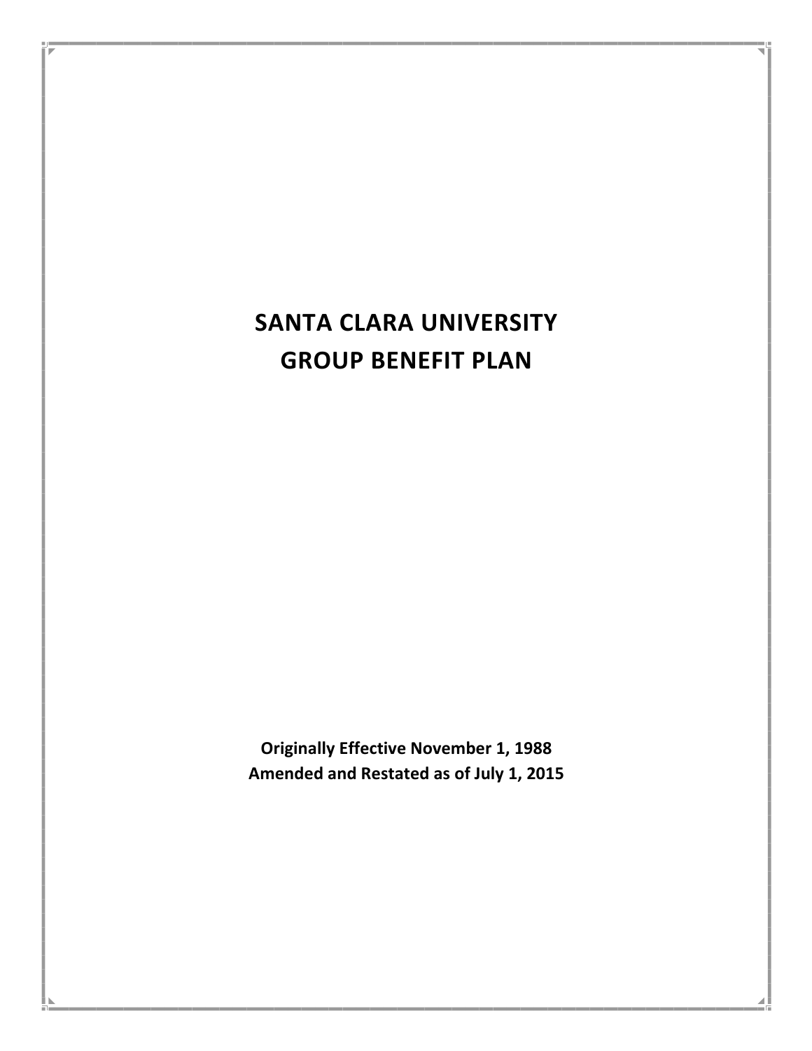# SANTA CLARA UNIVERSITY
# GROUP BENEFIT PLAN

**Originally Effective November 1, 1988**
**Amended and Restated as of July 1, 2015**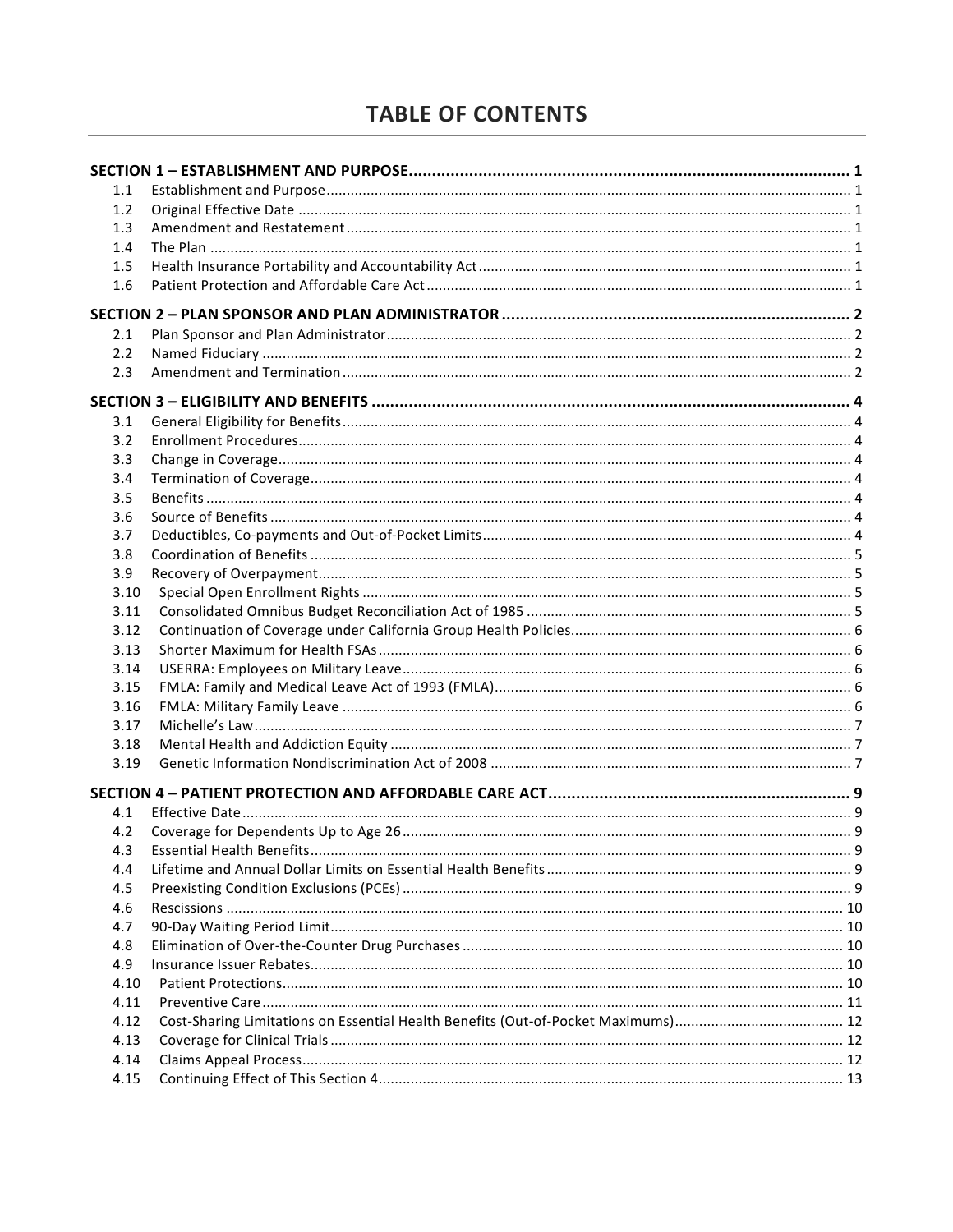# TABLE OF CONTENTS

| | | |
|---|---|---|
| **SECTION 1 – ESTABLISHMENT AND PURPOSE** | | **1** |
| 1.1 | Establishment and Purpose | 1 |
| 1.2 | Original Effective Date | 1 |
| 1.3 | Amendment and Restatement | 1 |
| 1.4 | The Plan | 1 |
| 1.5 | Health Insurance Portability and Accountability Act | 1 |
| 1.6 | Patient Protection and Affordable Care Act | 1 |
| **SECTION 2 – PLAN SPONSOR AND PLAN ADMINISTRATOR** | | **2** |
| 2.1 | Plan Sponsor and Plan Administrator | 2 |
| 2.2 | Named Fiduciary | 2 |
| 2.3 | Amendment and Termination | 2 |
| **SECTION 3 – ELIGIBILITY AND BENEFITS** | | **4** |
| 3.1 | General Eligibility for Benefits | 4 |
| 3.2 | Enrollment Procedures | 4 |
| 3.3 | Change in Coverage | 4 |
| 3.4 | Termination of Coverage | 4 |
| 3.5 | Benefits | 4 |
| 3.6 | Source of Benefits | 4 |
| 3.7 | Deductibles, Co-payments and Out-of-Pocket Limits | 4 |
| 3.8 | Coordination of Benefits | 5 |
| 3.9 | Recovery of Overpayment | 5 |
| 3.10 | Special Open Enrollment Rights | 5 |
| 3.11 | Consolidated Omnibus Budget Reconciliation Act of 1985 | 5 |
| 3.12 | Continuation of Coverage under California Group Health Policies | 6 |
| 3.13 | Shorter Maximum for Health FSAs | 6 |
| 3.14 | USERRA: Employees on Military Leave | 6 |
| 3.15 | FMLA: Family and Medical Leave Act of 1993 (FMLA) | 6 |
| 3.16 | FMLA: Military Family Leave | 6 |
| 3.17 | Michelle's Law | 7 |
| 3.18 | Mental Health and Addiction Equity | 7 |
| 3.19 | Genetic Information Nondiscrimination Act of 2008 | 7 |
| **SECTION 4 – PATIENT PROTECTION AND AFFORDABLE CARE ACT** | | **9** |
| 4.1 | Effective Date | 9 |
| 4.2 | Coverage for Dependents Up to Age 26 | 9 |
| 4.3 | Essential Health Benefits | 9 |
| 4.4 | Lifetime and Annual Dollar Limits on Essential Health Benefits | 9 |
| 4.5 | Preexisting Condition Exclusions (PCEs) | 9 |
| 4.6 | Rescissions | 10 |
| 4.7 | 90-Day Waiting Period Limit | 10 |
| 4.8 | Elimination of Over-the-Counter Drug Purchases | 10 |
| 4.9 | Insurance Issuer Rebates | 10 |
| 4.10 | Patient Protections | 10 |
| 4.11 | Preventive Care | 11 |
| 4.12 | Cost-Sharing Limitations on Essential Health Benefits (Out-of-Pocket Maximums) | 12 |
| 4.13 | Coverage for Clinical Trials | 12 |
| 4.14 | Claims Appeal Process | 12 |
| 4.15 | Continuing Effect of This Section 4 | 13 |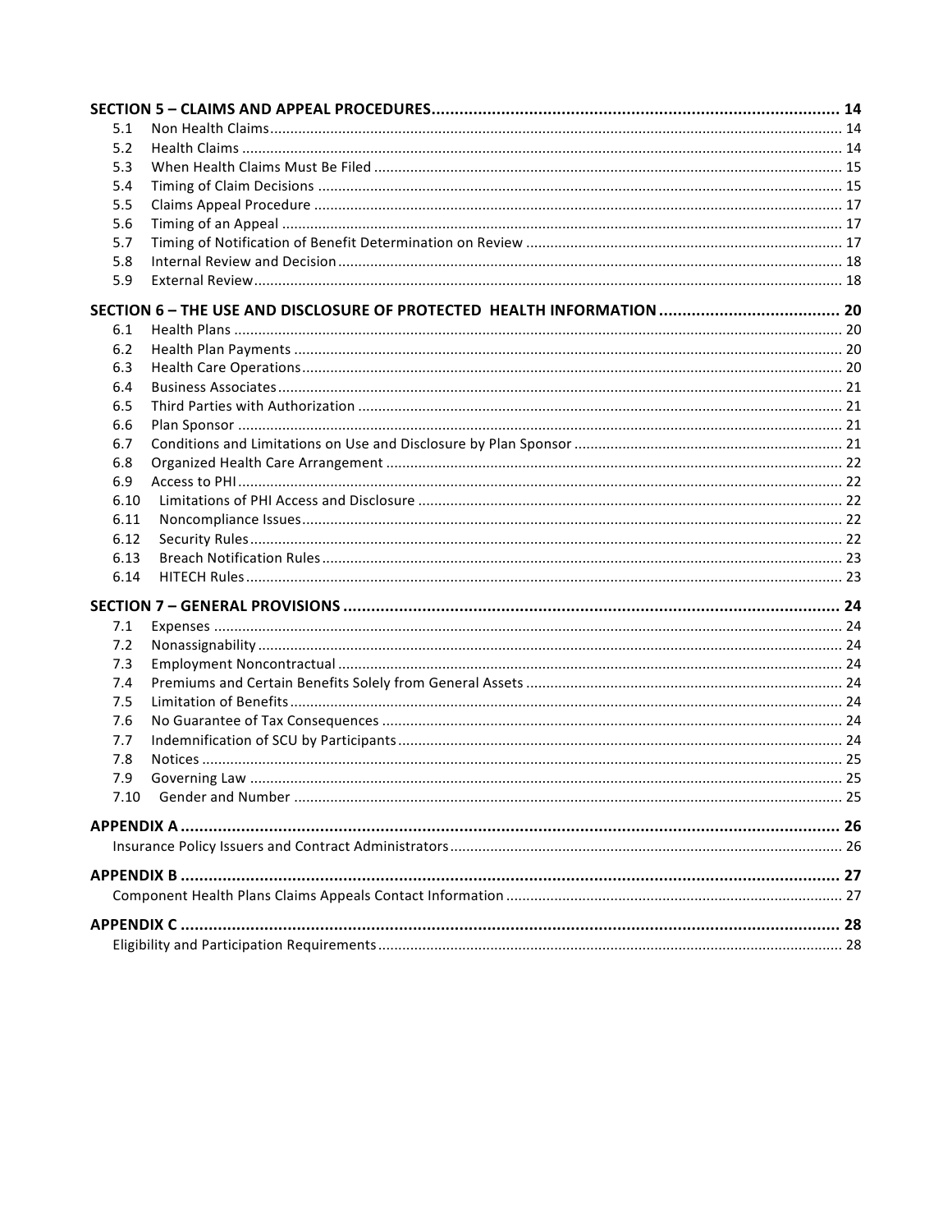**SECTION 5 – CLAIMS AND APPEAL PROCEDURES** ..... 14

- 5.1 Non Health Claims ..... 14
- 5.2 Health Claims ..... 14
- 5.3 When Health Claims Must Be Filed ..... 15
- 5.4 Timing of Claim Decisions ..... 15
- 5.5 Claims Appeal Procedure ..... 17
- 5.6 Timing of an Appeal ..... 17
- 5.7 Timing of Notification of Benefit Determination on Review ..... 17
- 5.8 Internal Review and Decision ..... 18
- 5.9 External Review ..... 18

**SECTION 6 – THE USE AND DISCLOSURE OF PROTECTED HEALTH INFORMATION** ..... 20

- 6.1 Health Plans ..... 20
- 6.2 Health Plan Payments ..... 20
- 6.3 Health Care Operations ..... 20
- 6.4 Business Associates ..... 21
- 6.5 Third Parties with Authorization ..... 21
- 6.6 Plan Sponsor ..... 21
- 6.7 Conditions and Limitations on Use and Disclosure by Plan Sponsor ..... 21
- 6.8 Organized Health Care Arrangement ..... 22
- 6.9 Access to PHI ..... 22
- 6.10 Limitations of PHI Access and Disclosure ..... 22
- 6.11 Noncompliance Issues ..... 22
- 6.12 Security Rules ..... 22
- 6.13 Breach Notification Rules ..... 23
- 6.14 HITECH Rules ..... 23

**SECTION 7 – GENERAL PROVISIONS** ..... 24

- 7.1 Expenses ..... 24
- 7.2 Nonassignability ..... 24
- 7.3 Employment Noncontractual ..... 24
- 7.4 Premiums and Certain Benefits Solely from General Assets ..... 24
- 7.5 Limitation of Benefits ..... 24
- 7.6 No Guarantee of Tax Consequences ..... 24
- 7.7 Indemnification of SCU by Participants ..... 24
- 7.8 Notices ..... 25
- 7.9 Governing Law ..... 25
- 7.10 Gender and Number ..... 25

**APPENDIX A** ..... 26

- Insurance Policy Issuers and Contract Administrators ..... 26

**APPENDIX B** ..... 27

- Component Health Plans Claims Appeals Contact Information ..... 27

**APPENDIX C** ..... 28

- Eligibility and Participation Requirements ..... 28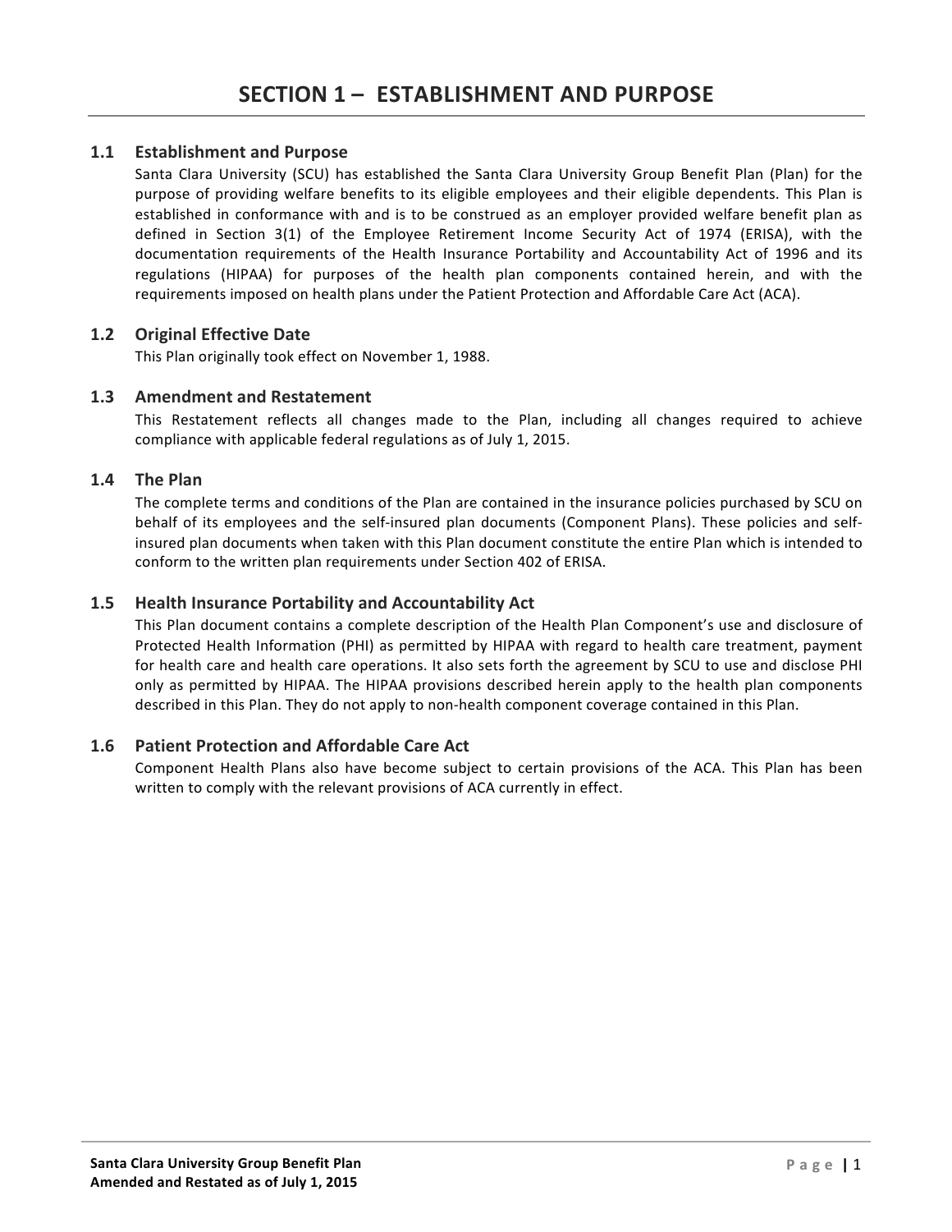# SECTION 1 – ESTABLISHMENT AND PURPOSE

## 1.1 Establishment and Purpose

Santa Clara University (SCU) has established the Santa Clara University Group Benefit Plan (Plan) for the purpose of providing welfare benefits to its eligible employees and their eligible dependents. This Plan is established in conformance with and is to be construed as an employer provided welfare benefit plan as defined in Section 3(1) of the Employee Retirement Income Security Act of 1974 (ERISA), with the documentation requirements of the Health Insurance Portability and Accountability Act of 1996 and its regulations (HIPAA) for purposes of the health plan components contained herein, and with the requirements imposed on health plans under the Patient Protection and Affordable Care Act (ACA).

## 1.2 Original Effective Date

This Plan originally took effect on November 1, 1988.

## 1.3 Amendment and Restatement

This Restatement reflects all changes made to the Plan, including all changes required to achieve compliance with applicable federal regulations as of July 1, 2015.

## 1.4 The Plan

The complete terms and conditions of the Plan are contained in the insurance policies purchased by SCU on behalf of its employees and the self-insured plan documents (Component Plans). These policies and self-insured plan documents when taken with this Plan document constitute the entire Plan which is intended to conform to the written plan requirements under Section 402 of ERISA.

## 1.5 Health Insurance Portability and Accountability Act

This Plan document contains a complete description of the Health Plan Component's use and disclosure of Protected Health Information (PHI) as permitted by HIPAA with regard to health care treatment, payment for health care and health care operations. It also sets forth the agreement by SCU to use and disclose PHI only as permitted by HIPAA. The HIPAA provisions described herein apply to the health plan components described in this Plan. They do not apply to non-health component coverage contained in this Plan.

## 1.6 Patient Protection and Affordable Care Act

Component Health Plans also have become subject to certain provisions of the ACA. This Plan has been written to comply with the relevant provisions of ACA currently in effect.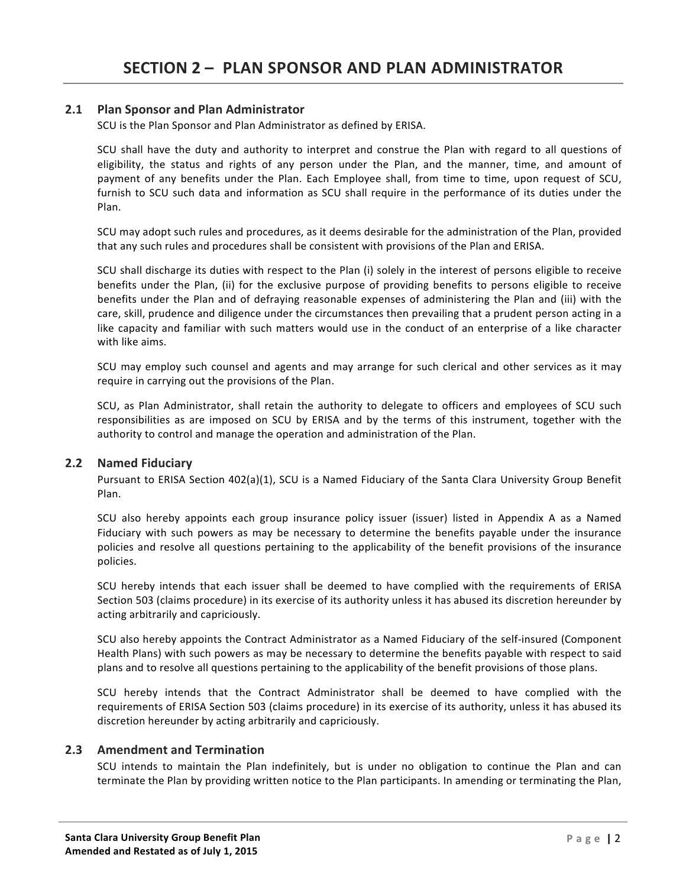# SECTION 2 – PLAN SPONSOR AND PLAN ADMINISTRATOR

## 2.1 Plan Sponsor and Plan Administrator

SCU is the Plan Sponsor and Plan Administrator as defined by ERISA.

SCU shall have the duty and authority to interpret and construe the Plan with regard to all questions of eligibility, the status and rights of any person under the Plan, and the manner, time, and amount of payment of any benefits under the Plan. Each Employee shall, from time to time, upon request of SCU, furnish to SCU such data and information as SCU shall require in the performance of its duties under the Plan.

SCU may adopt such rules and procedures, as it deems desirable for the administration of the Plan, provided that any such rules and procedures shall be consistent with provisions of the Plan and ERISA.

SCU shall discharge its duties with respect to the Plan (i) solely in the interest of persons eligible to receive benefits under the Plan, (ii) for the exclusive purpose of providing benefits to persons eligible to receive benefits under the Plan and of defraying reasonable expenses of administering the Plan and (iii) with the care, skill, prudence and diligence under the circumstances then prevailing that a prudent person acting in a like capacity and familiar with such matters would use in the conduct of an enterprise of a like character with like aims.

SCU may employ such counsel and agents and may arrange for such clerical and other services as it may require in carrying out the provisions of the Plan.

SCU, as Plan Administrator, shall retain the authority to delegate to officers and employees of SCU such responsibilities as are imposed on SCU by ERISA and by the terms of this instrument, together with the authority to control and manage the operation and administration of the Plan.

## 2.2 Named Fiduciary

Pursuant to ERISA Section 402(a)(1), SCU is a Named Fiduciary of the Santa Clara University Group Benefit Plan.

SCU also hereby appoints each group insurance policy issuer (issuer) listed in Appendix A as a Named Fiduciary with such powers as may be necessary to determine the benefits payable under the insurance policies and resolve all questions pertaining to the applicability of the benefit provisions of the insurance policies.

SCU hereby intends that each issuer shall be deemed to have complied with the requirements of ERISA Section 503 (claims procedure) in its exercise of its authority unless it has abused its discretion hereunder by acting arbitrarily and capriciously.

SCU also hereby appoints the Contract Administrator as a Named Fiduciary of the self-insured (Component Health Plans) with such powers as may be necessary to determine the benefits payable with respect to said plans and to resolve all questions pertaining to the applicability of the benefit provisions of those plans.

SCU hereby intends that the Contract Administrator shall be deemed to have complied with the requirements of ERISA Section 503 (claims procedure) in its exercise of its authority, unless it has abused its discretion hereunder by acting arbitrarily and capriciously.

## 2.3 Amendment and Termination

SCU intends to maintain the Plan indefinitely, but is under no obligation to continue the Plan and can terminate the Plan by providing written notice to the Plan participants. In amending or terminating the Plan,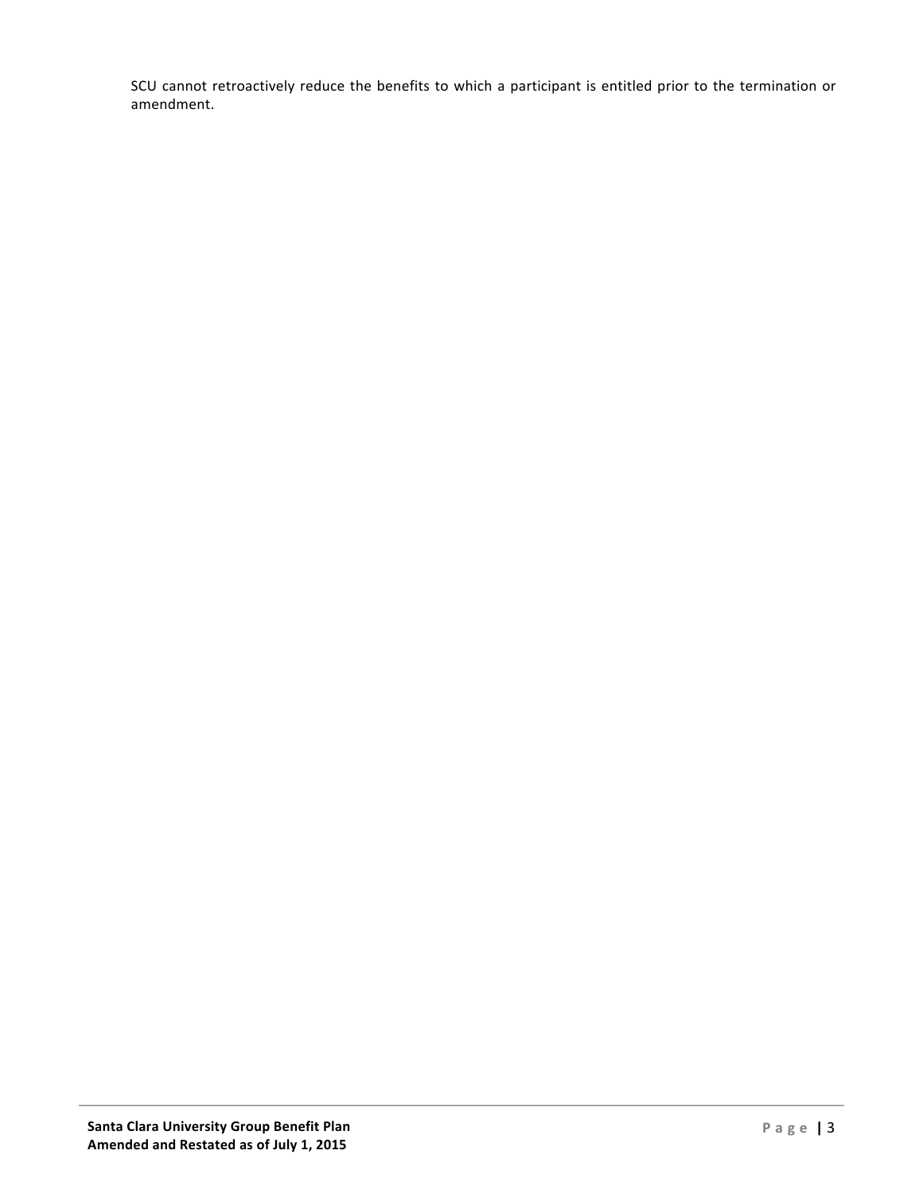SCU cannot retroactively reduce the benefits to which a participant is entitled prior to the termination or amendment.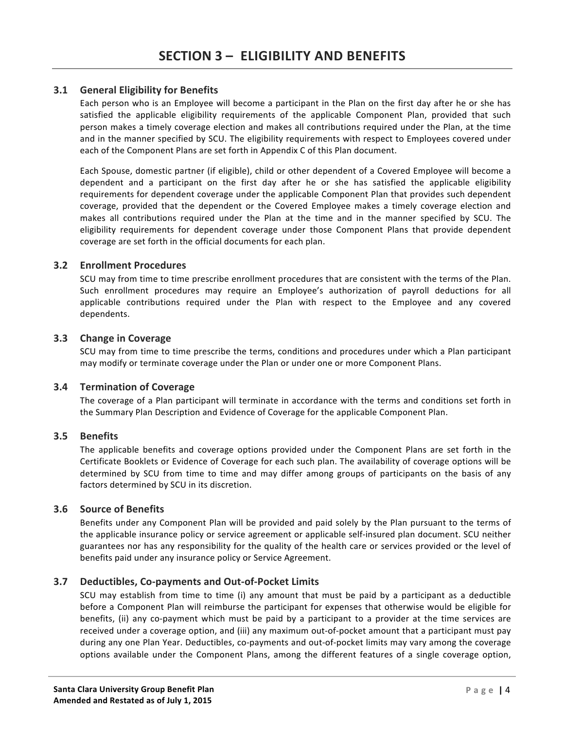# SECTION 3 – ELIGIBILITY AND BENEFITS

## 3.1 General Eligibility for Benefits

Each person who is an Employee will become a participant in the Plan on the first day after he or she has satisfied the applicable eligibility requirements of the applicable Component Plan, provided that such person makes a timely coverage election and makes all contributions required under the Plan, at the time and in the manner specified by SCU. The eligibility requirements with respect to Employees covered under each of the Component Plans are set forth in Appendix C of this Plan document.

Each Spouse, domestic partner (if eligible), child or other dependent of a Covered Employee will become a dependent and a participant on the first day after he or she has satisfied the applicable eligibility requirements for dependent coverage under the applicable Component Plan that provides such dependent coverage, provided that the dependent or the Covered Employee makes a timely coverage election and makes all contributions required under the Plan at the time and in the manner specified by SCU. The eligibility requirements for dependent coverage under those Component Plans that provide dependent coverage are set forth in the official documents for each plan.

## 3.2 Enrollment Procedures

SCU may from time to time prescribe enrollment procedures that are consistent with the terms of the Plan. Such enrollment procedures may require an Employee's authorization of payroll deductions for all applicable contributions required under the Plan with respect to the Employee and any covered dependents.

## 3.3 Change in Coverage

SCU may from time to time prescribe the terms, conditions and procedures under which a Plan participant may modify or terminate coverage under the Plan or under one or more Component Plans.

## 3.4 Termination of Coverage

The coverage of a Plan participant will terminate in accordance with the terms and conditions set forth in the Summary Plan Description and Evidence of Coverage for the applicable Component Plan.

## 3.5 Benefits

The applicable benefits and coverage options provided under the Component Plans are set forth in the Certificate Booklets or Evidence of Coverage for each such plan. The availability of coverage options will be determined by SCU from time to time and may differ among groups of participants on the basis of any factors determined by SCU in its discretion.

## 3.6 Source of Benefits

Benefits under any Component Plan will be provided and paid solely by the Plan pursuant to the terms of the applicable insurance policy or service agreement or applicable self-insured plan document. SCU neither guarantees nor has any responsibility for the quality of the health care or services provided or the level of benefits paid under any insurance policy or Service Agreement.

## 3.7 Deductibles, Co-payments and Out-of-Pocket Limits

SCU may establish from time to time (i) any amount that must be paid by a participant as a deductible before a Component Plan will reimburse the participant for expenses that otherwise would be eligible for benefits, (ii) any co-payment which must be paid by a participant to a provider at the time services are received under a coverage option, and (iii) any maximum out-of-pocket amount that a participant must pay during any one Plan Year. Deductibles, co-payments and out-of-pocket limits may vary among the coverage options available under the Component Plans, among the different features of a single coverage option,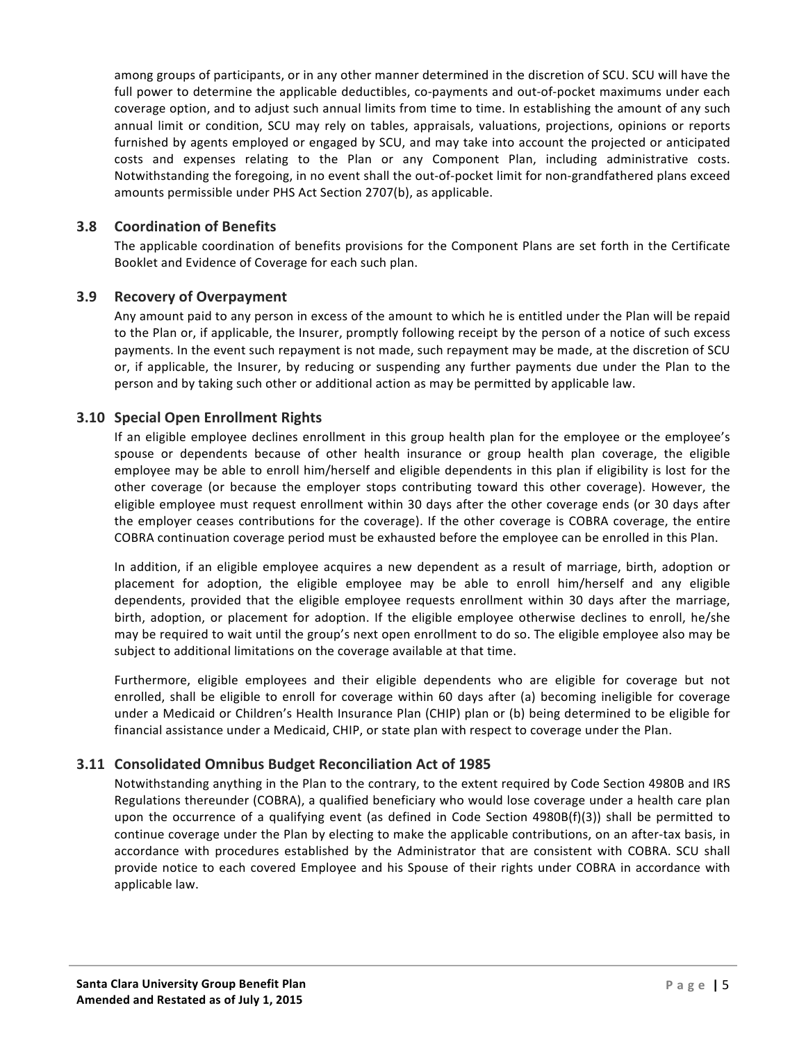among groups of participants, or in any other manner determined in the discretion of SCU. SCU will have the full power to determine the applicable deductibles, co-payments and out-of-pocket maximums under each coverage option, and to adjust such annual limits from time to time. In establishing the amount of any such annual limit or condition, SCU may rely on tables, appraisals, valuations, projections, opinions or reports furnished by agents employed or engaged by SCU, and may take into account the projected or anticipated costs and expenses relating to the Plan or any Component Plan, including administrative costs. Notwithstanding the foregoing, in no event shall the out-of-pocket limit for non-grandfathered plans exceed amounts permissible under PHS Act Section 2707(b), as applicable.

## 3.8 Coordination of Benefits

The applicable coordination of benefits provisions for the Component Plans are set forth in the Certificate Booklet and Evidence of Coverage for each such plan.

## 3.9 Recovery of Overpayment

Any amount paid to any person in excess of the amount to which he is entitled under the Plan will be repaid to the Plan or, if applicable, the Insurer, promptly following receipt by the person of a notice of such excess payments. In the event such repayment is not made, such repayment may be made, at the discretion of SCU or, if applicable, the Insurer, by reducing or suspending any further payments due under the Plan to the person and by taking such other or additional action as may be permitted by applicable law.

## 3.10 Special Open Enrollment Rights

If an eligible employee declines enrollment in this group health plan for the employee or the employee's spouse or dependents because of other health insurance or group health plan coverage, the eligible employee may be able to enroll him/herself and eligible dependents in this plan if eligibility is lost for the other coverage (or because the employer stops contributing toward this other coverage). However, the eligible employee must request enrollment within 30 days after the other coverage ends (or 30 days after the employer ceases contributions for the coverage). If the other coverage is COBRA coverage, the entire COBRA continuation coverage period must be exhausted before the employee can be enrolled in this Plan.

In addition, if an eligible employee acquires a new dependent as a result of marriage, birth, adoption or placement for adoption, the eligible employee may be able to enroll him/herself and any eligible dependents, provided that the eligible employee requests enrollment within 30 days after the marriage, birth, adoption, or placement for adoption. If the eligible employee otherwise declines to enroll, he/she may be required to wait until the group's next open enrollment to do so. The eligible employee also may be subject to additional limitations on the coverage available at that time.

Furthermore, eligible employees and their eligible dependents who are eligible for coverage but not enrolled, shall be eligible to enroll for coverage within 60 days after (a) becoming ineligible for coverage under a Medicaid or Children's Health Insurance Plan (CHIP) plan or (b) being determined to be eligible for financial assistance under a Medicaid, CHIP, or state plan with respect to coverage under the Plan.

## 3.11 Consolidated Omnibus Budget Reconciliation Act of 1985

Notwithstanding anything in the Plan to the contrary, to the extent required by Code Section 4980B and IRS Regulations thereunder (COBRA), a qualified beneficiary who would lose coverage under a health care plan upon the occurrence of a qualifying event (as defined in Code Section 4980B(f)(3)) shall be permitted to continue coverage under the Plan by electing to make the applicable contributions, on an after-tax basis, in accordance with procedures established by the Administrator that are consistent with COBRA. SCU shall provide notice to each covered Employee and his Spouse of their rights under COBRA in accordance with applicable law.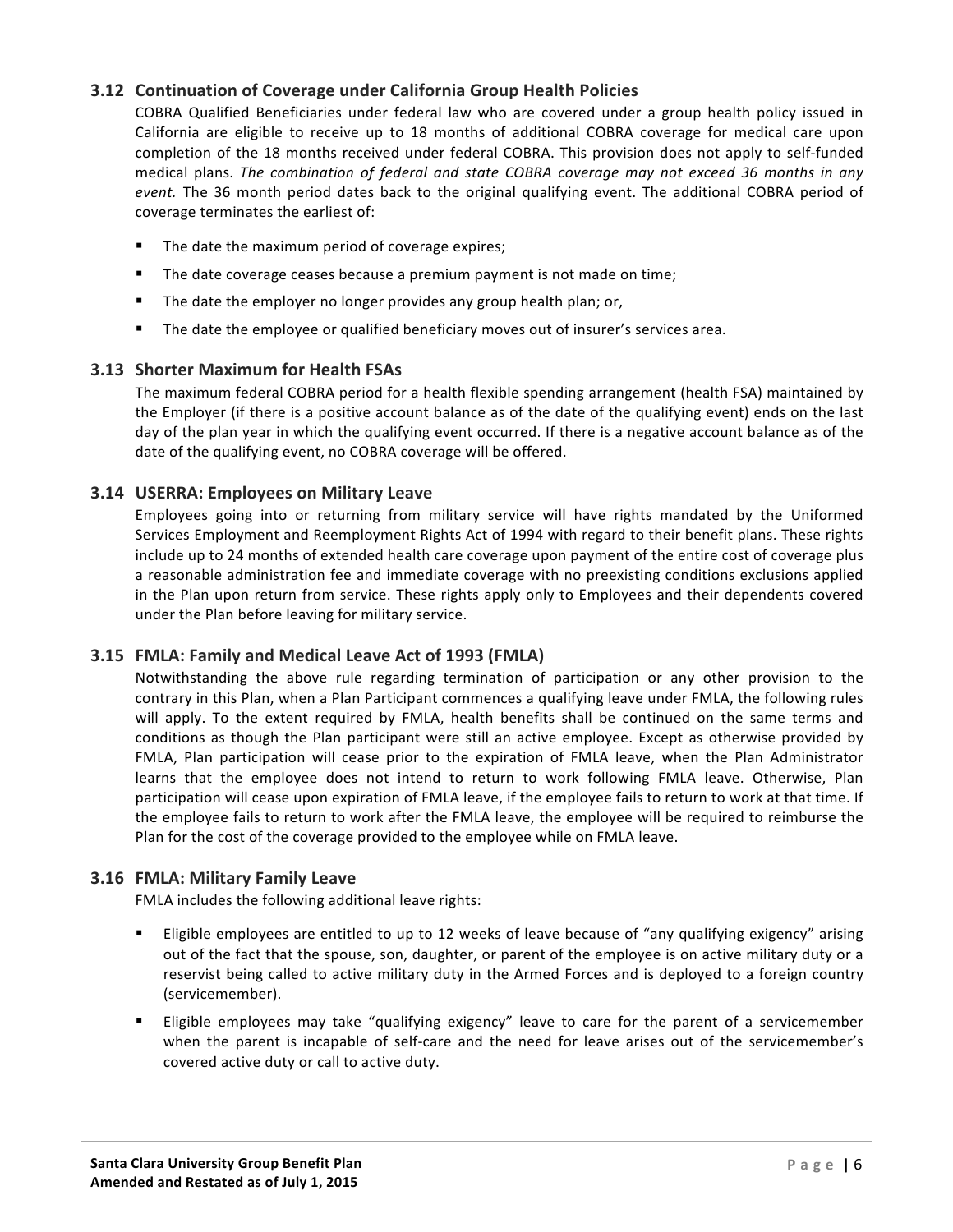### 3.12 Continuation of Coverage under California Group Health Policies

COBRA Qualified Beneficiaries under federal law who are covered under a group health policy issued in California are eligible to receive up to 18 months of additional COBRA coverage for medical care upon completion of the 18 months received under federal COBRA. This provision does not apply to self-funded medical plans. *The combination of federal and state COBRA coverage may not exceed 36 months in any event.* The 36 month period dates back to the original qualifying event. The additional COBRA period of coverage terminates the earliest of:

- The date the maximum period of coverage expires;
- The date coverage ceases because a premium payment is not made on time;
- The date the employer no longer provides any group health plan; or,
- The date the employee or qualified beneficiary moves out of insurer's services area.

### 3.13 Shorter Maximum for Health FSAs

The maximum federal COBRA period for a health flexible spending arrangement (health FSA) maintained by the Employer (if there is a positive account balance as of the date of the qualifying event) ends on the last day of the plan year in which the qualifying event occurred. If there is a negative account balance as of the date of the qualifying event, no COBRA coverage will be offered.

### 3.14 USERRA: Employees on Military Leave

Employees going into or returning from military service will have rights mandated by the Uniformed Services Employment and Reemployment Rights Act of 1994 with regard to their benefit plans. These rights include up to 24 months of extended health care coverage upon payment of the entire cost of coverage plus a reasonable administration fee and immediate coverage with no preexisting conditions exclusions applied in the Plan upon return from service. These rights apply only to Employees and their dependents covered under the Plan before leaving for military service.

### 3.15 FMLA: Family and Medical Leave Act of 1993 (FMLA)

Notwithstanding the above rule regarding termination of participation or any other provision to the contrary in this Plan, when a Plan Participant commences a qualifying leave under FMLA, the following rules will apply. To the extent required by FMLA, health benefits shall be continued on the same terms and conditions as though the Plan participant were still an active employee. Except as otherwise provided by FMLA, Plan participation will cease prior to the expiration of FMLA leave, when the Plan Administrator learns that the employee does not intend to return to work following FMLA leave. Otherwise, Plan participation will cease upon expiration of FMLA leave, if the employee fails to return to work at that time. If the employee fails to return to work after the FMLA leave, the employee will be required to reimburse the Plan for the cost of the coverage provided to the employee while on FMLA leave.

### 3.16 FMLA: Military Family Leave

FMLA includes the following additional leave rights:

- Eligible employees are entitled to up to 12 weeks of leave because of "any qualifying exigency" arising out of the fact that the spouse, son, daughter, or parent of the employee is on active military duty or a reservist being called to active military duty in the Armed Forces and is deployed to a foreign country (servicemember).
- Eligible employees may take "qualifying exigency" leave to care for the parent of a servicemember when the parent is incapable of self-care and the need for leave arises out of the servicemember's covered active duty or call to active duty.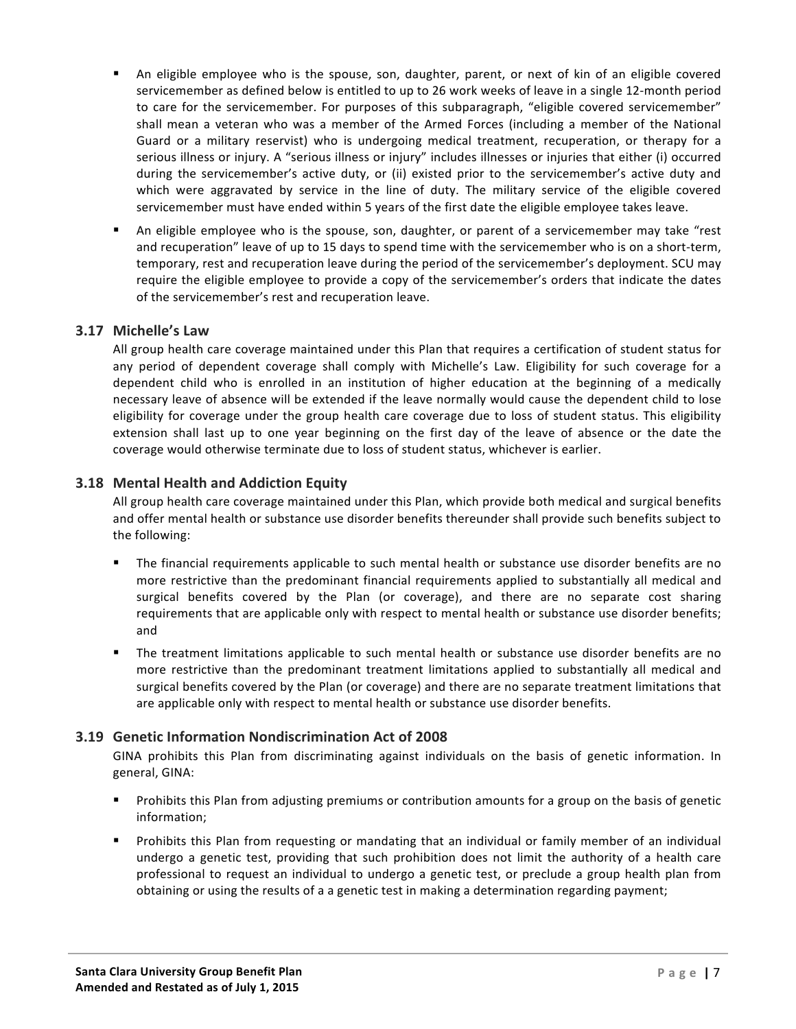- An eligible employee who is the spouse, son, daughter, parent, or next of kin of an eligible covered servicemember as defined below is entitled to up to 26 work weeks of leave in a single 12-month period to care for the servicemember. For purposes of this subparagraph, "eligible covered servicemember" shall mean a veteran who was a member of the Armed Forces (including a member of the National Guard or a military reservist) who is undergoing medical treatment, recuperation, or therapy for a serious illness or injury. A "serious illness or injury" includes illnesses or injuries that either (i) occurred during the servicemember's active duty, or (ii) existed prior to the servicemember's active duty and which were aggravated by service in the line of duty. The military service of the eligible covered servicemember must have ended within 5 years of the first date the eligible employee takes leave.
- An eligible employee who is the spouse, son, daughter, or parent of a servicemember may take "rest and recuperation" leave of up to 15 days to spend time with the servicemember who is on a short-term, temporary, rest and recuperation leave during the period of the servicemember's deployment. SCU may require the eligible employee to provide a copy of the servicemember's orders that indicate the dates of the servicemember's rest and recuperation leave.

### 3.17 Michelle's Law

All group health care coverage maintained under this Plan that requires a certification of student status for any period of dependent coverage shall comply with Michelle's Law. Eligibility for such coverage for a dependent child who is enrolled in an institution of higher education at the beginning of a medically necessary leave of absence will be extended if the leave normally would cause the dependent child to lose eligibility for coverage under the group health care coverage due to loss of student status. This eligibility extension shall last up to one year beginning on the first day of the leave of absence or the date the coverage would otherwise terminate due to loss of student status, whichever is earlier.

### 3.18 Mental Health and Addiction Equity

All group health care coverage maintained under this Plan, which provide both medical and surgical benefits and offer mental health or substance use disorder benefits thereunder shall provide such benefits subject to the following:

- The financial requirements applicable to such mental health or substance use disorder benefits are no more restrictive than the predominant financial requirements applied to substantially all medical and surgical benefits covered by the Plan (or coverage), and there are no separate cost sharing requirements that are applicable only with respect to mental health or substance use disorder benefits; and
- The treatment limitations applicable to such mental health or substance use disorder benefits are no more restrictive than the predominant treatment limitations applied to substantially all medical and surgical benefits covered by the Plan (or coverage) and there are no separate treatment limitations that are applicable only with respect to mental health or substance use disorder benefits.

### 3.19 Genetic Information Nondiscrimination Act of 2008

GINA prohibits this Plan from discriminating against individuals on the basis of genetic information. In general, GINA:

- Prohibits this Plan from adjusting premiums or contribution amounts for a group on the basis of genetic information;
- Prohibits this Plan from requesting or mandating that an individual or family member of an individual undergo a genetic test, providing that such prohibition does not limit the authority of a health care professional to request an individual to undergo a genetic test, or preclude a group health plan from obtaining or using the results of a a genetic test in making a determination regarding payment;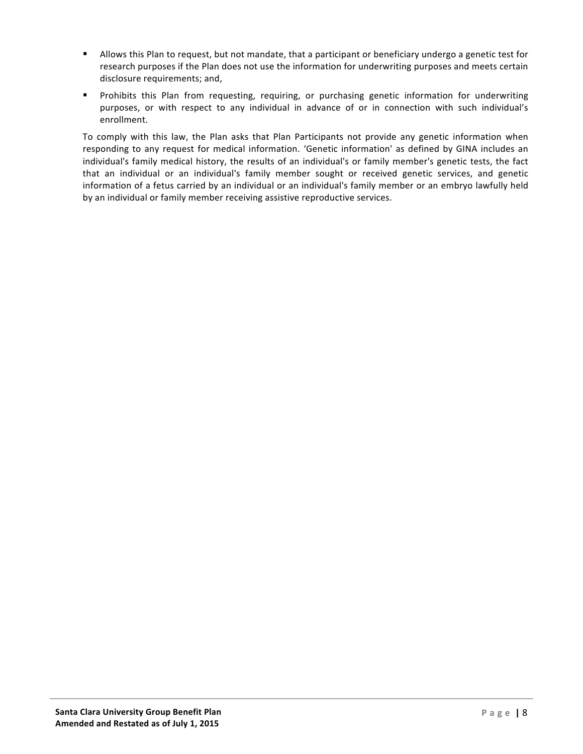- Allows this Plan to request, but not mandate, that a participant or beneficiary undergo a genetic test for research purposes if the Plan does not use the information for underwriting purposes and meets certain disclosure requirements; and,
- Prohibits this Plan from requesting, requiring, or purchasing genetic information for underwriting purposes, or with respect to any individual in advance of or in connection with such individual's enrollment.

To comply with this law, the Plan asks that Plan Participants not provide any genetic information when responding to any request for medical information. 'Genetic information' as defined by GINA includes an individual's family medical history, the results of an individual's or family member's genetic tests, the fact that an individual or an individual's family member sought or received genetic services, and genetic information of a fetus carried by an individual or an individual's family member or an embryo lawfully held by an individual or family member receiving assistive reproductive services.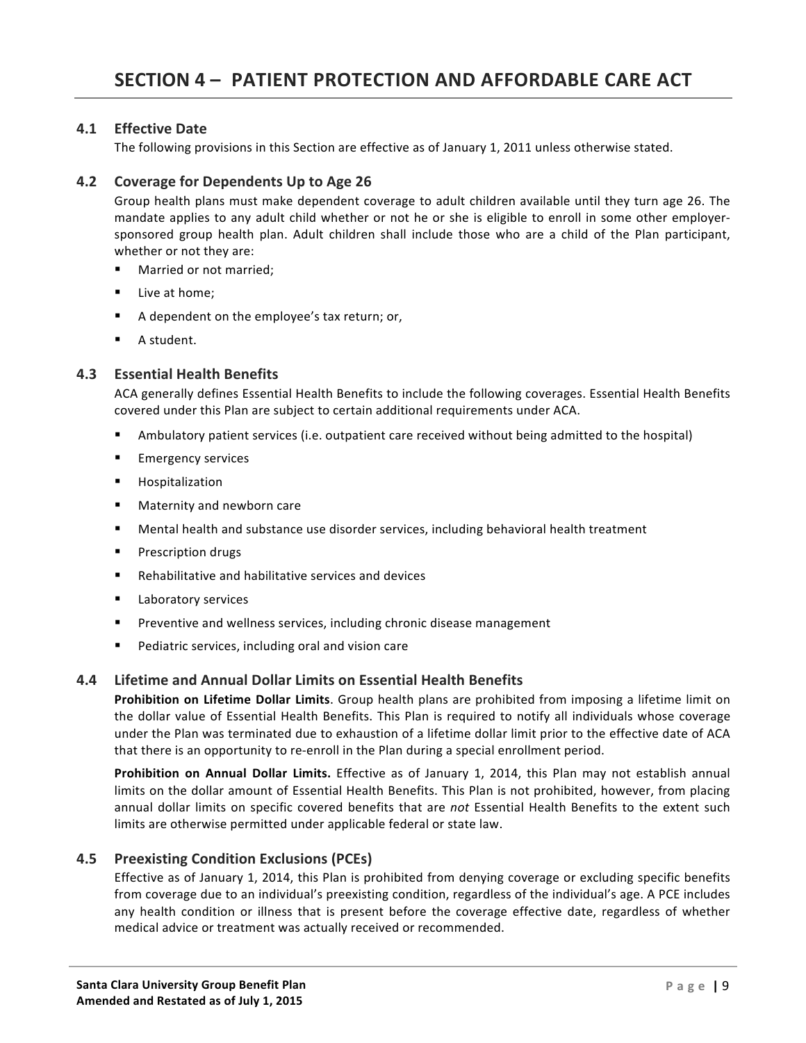# SECTION 4 – PATIENT PROTECTION AND AFFORDABLE CARE ACT

## 4.1 Effective Date

The following provisions in this Section are effective as of January 1, 2011 unless otherwise stated.

## 4.2 Coverage for Dependents Up to Age 26

Group health plans must make dependent coverage to adult children available until they turn age 26. The mandate applies to any adult child whether or not he or she is eligible to enroll in some other employer-sponsored group health plan. Adult children shall include those who are a child of the Plan participant, whether or not they are:

- Married or not married;
- Live at home;
- A dependent on the employee's tax return; or,
- A student.

## 4.3 Essential Health Benefits

ACA generally defines Essential Health Benefits to include the following coverages. Essential Health Benefits covered under this Plan are subject to certain additional requirements under ACA.

- Ambulatory patient services (i.e. outpatient care received without being admitted to the hospital)
- Emergency services
- Hospitalization
- Maternity and newborn care
- Mental health and substance use disorder services, including behavioral health treatment
- Prescription drugs
- Rehabilitative and habilitative services and devices
- Laboratory services
- Preventive and wellness services, including chronic disease management
- Pediatric services, including oral and vision care

## 4.4 Lifetime and Annual Dollar Limits on Essential Health Benefits

**Prohibition on Lifetime Dollar Limits**. Group health plans are prohibited from imposing a lifetime limit on the dollar value of Essential Health Benefits. This Plan is required to notify all individuals whose coverage under the Plan was terminated due to exhaustion of a lifetime dollar limit prior to the effective date of ACA that there is an opportunity to re-enroll in the Plan during a special enrollment period.

**Prohibition on Annual Dollar Limits.** Effective as of January 1, 2014, this Plan may not establish annual limits on the dollar amount of Essential Health Benefits. This Plan is not prohibited, however, from placing annual dollar limits on specific covered benefits that are *not* Essential Health Benefits to the extent such limits are otherwise permitted under applicable federal or state law.

## 4.5 Preexisting Condition Exclusions (PCEs)

Effective as of January 1, 2014, this Plan is prohibited from denying coverage or excluding specific benefits from coverage due to an individual's preexisting condition, regardless of the individual's age. A PCE includes any health condition or illness that is present before the coverage effective date, regardless of whether medical advice or treatment was actually received or recommended.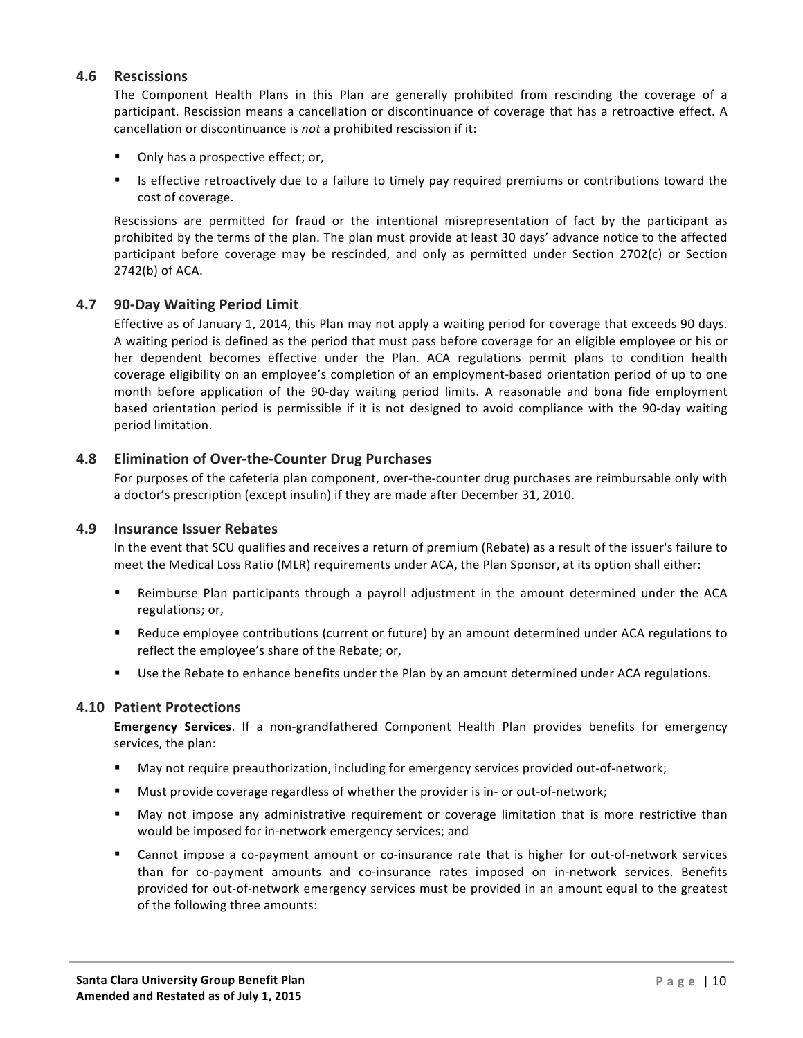### 4.6 Rescissions

The Component Health Plans in this Plan are generally prohibited from rescinding the coverage of a participant. Rescission means a cancellation or discontinuance of coverage that has a retroactive effect. A cancellation or discontinuance is *not* a prohibited rescission if it:

- Only has a prospective effect; or,
- Is effective retroactively due to a failure to timely pay required premiums or contributions toward the cost of coverage.

Rescissions are permitted for fraud or the intentional misrepresentation of fact by the participant as prohibited by the terms of the plan. The plan must provide at least 30 days' advance notice to the affected participant before coverage may be rescinded, and only as permitted under Section 2702(c) or Section 2742(b) of ACA.

### 4.7 90-Day Waiting Period Limit

Effective as of January 1, 2014, this Plan may not apply a waiting period for coverage that exceeds 90 days. A waiting period is defined as the period that must pass before coverage for an eligible employee or his or her dependent becomes effective under the Plan. ACA regulations permit plans to condition health coverage eligibility on an employee's completion of an employment-based orientation period of up to one month before application of the 90-day waiting period limits. A reasonable and bona fide employment based orientation period is permissible if it is not designed to avoid compliance with the 90-day waiting period limitation.

### 4.8 Elimination of Over-the-Counter Drug Purchases

For purposes of the cafeteria plan component, over-the-counter drug purchases are reimbursable only with a doctor's prescription (except insulin) if they are made after December 31, 2010.

### 4.9 Insurance Issuer Rebates

In the event that SCU qualifies and receives a return of premium (Rebate) as a result of the issuer's failure to meet the Medical Loss Ratio (MLR) requirements under ACA, the Plan Sponsor, at its option shall either:

- Reimburse Plan participants through a payroll adjustment in the amount determined under the ACA regulations; or,
- Reduce employee contributions (current or future) by an amount determined under ACA regulations to reflect the employee's share of the Rebate; or,
- Use the Rebate to enhance benefits under the Plan by an amount determined under ACA regulations.

### 4.10 Patient Protections

**Emergency Services**. If a non-grandfathered Component Health Plan provides benefits for emergency services, the plan:

- May not require preauthorization, including for emergency services provided out-of-network;
- Must provide coverage regardless of whether the provider is in- or out-of-network;
- May not impose any administrative requirement or coverage limitation that is more restrictive than would be imposed for in-network emergency services; and
- Cannot impose a co-payment amount or co-insurance rate that is higher for out-of-network services than for co-payment amounts and co-insurance rates imposed on in-network services. Benefits provided for out-of-network emergency services must be provided in an amount equal to the greatest of the following three amounts: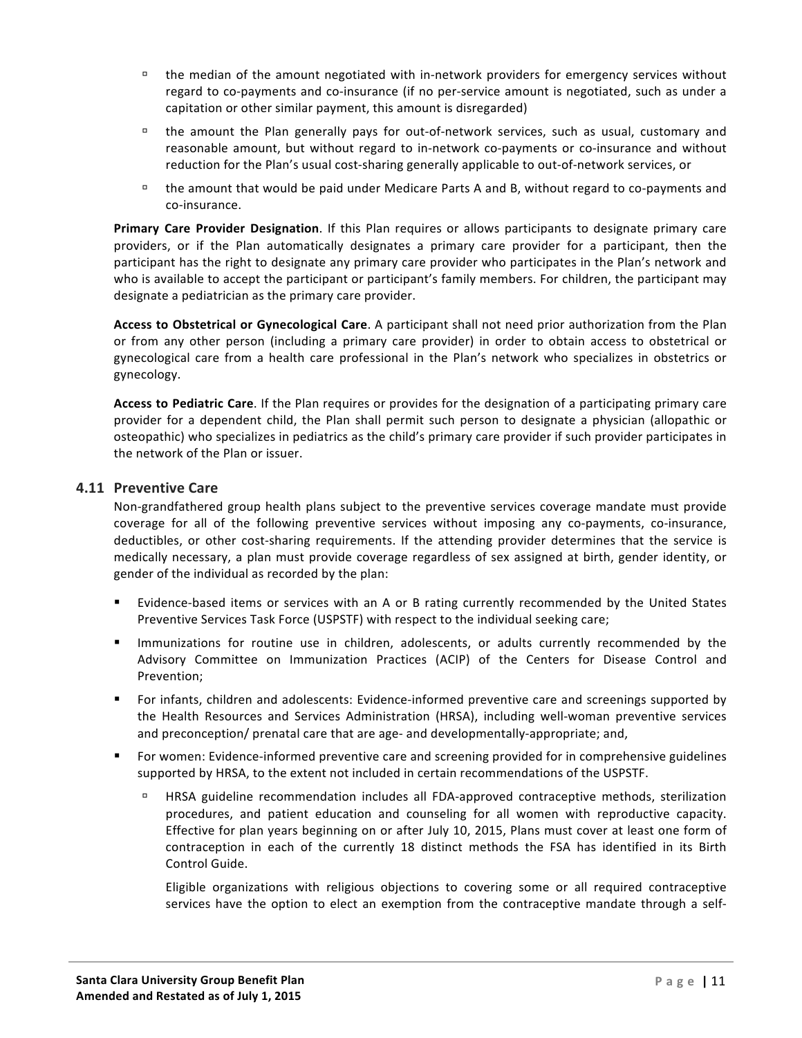- the median of the amount negotiated with in-network providers for emergency services without regard to co-payments and co-insurance (if no per-service amount is negotiated, such as under a capitation or other similar payment, this amount is disregarded)
- the amount the Plan generally pays for out-of-network services, such as usual, customary and reasonable amount, but without regard to in-network co-payments or co-insurance and without reduction for the Plan's usual cost-sharing generally applicable to out-of-network services, or
- the amount that would be paid under Medicare Parts A and B, without regard to co-payments and co-insurance.

**Primary Care Provider Designation**. If this Plan requires or allows participants to designate primary care providers, or if the Plan automatically designates a primary care provider for a participant, then the participant has the right to designate any primary care provider who participates in the Plan's network and who is available to accept the participant or participant's family members. For children, the participant may designate a pediatrician as the primary care provider.

**Access to Obstetrical or Gynecological Care**. A participant shall not need prior authorization from the Plan or from any other person (including a primary care provider) in order to obtain access to obstetrical or gynecological care from a health care professional in the Plan's network who specializes in obstetrics or gynecology.

**Access to Pediatric Care**. If the Plan requires or provides for the designation of a participating primary care provider for a dependent child, the Plan shall permit such person to designate a physician (allopathic or osteopathic) who specializes in pediatrics as the child's primary care provider if such provider participates in the network of the Plan or issuer.

### 4.11 Preventive Care

Non-grandfathered group health plans subject to the preventive services coverage mandate must provide coverage for all of the following preventive services without imposing any co-payments, co-insurance, deductibles, or other cost-sharing requirements. If the attending provider determines that the service is medically necessary, a plan must provide coverage regardless of sex assigned at birth, gender identity, or gender of the individual as recorded by the plan:

- Evidence-based items or services with an A or B rating currently recommended by the United States Preventive Services Task Force (USPSTF) with respect to the individual seeking care;
- Immunizations for routine use in children, adolescents, or adults currently recommended by the Advisory Committee on Immunization Practices (ACIP) of the Centers for Disease Control and Prevention;
- For infants, children and adolescents: Evidence-informed preventive care and screenings supported by the Health Resources and Services Administration (HRSA), including well-woman preventive services and preconception/ prenatal care that are age- and developmentally-appropriate; and,
- For women: Evidence-informed preventive care and screening provided for in comprehensive guidelines supported by HRSA, to the extent not included in certain recommendations of the USPSTF.
  - HRSA guideline recommendation includes all FDA-approved contraceptive methods, sterilization procedures, and patient education and counseling for all women with reproductive capacity. Effective for plan years beginning on or after July 10, 2015, Plans must cover at least one form of contraception in each of the currently 18 distinct methods the FSA has identified in its Birth Control Guide.

    Eligible organizations with religious objections to covering some or all required contraceptive services have the option to elect an exemption from the contraceptive mandate through a self-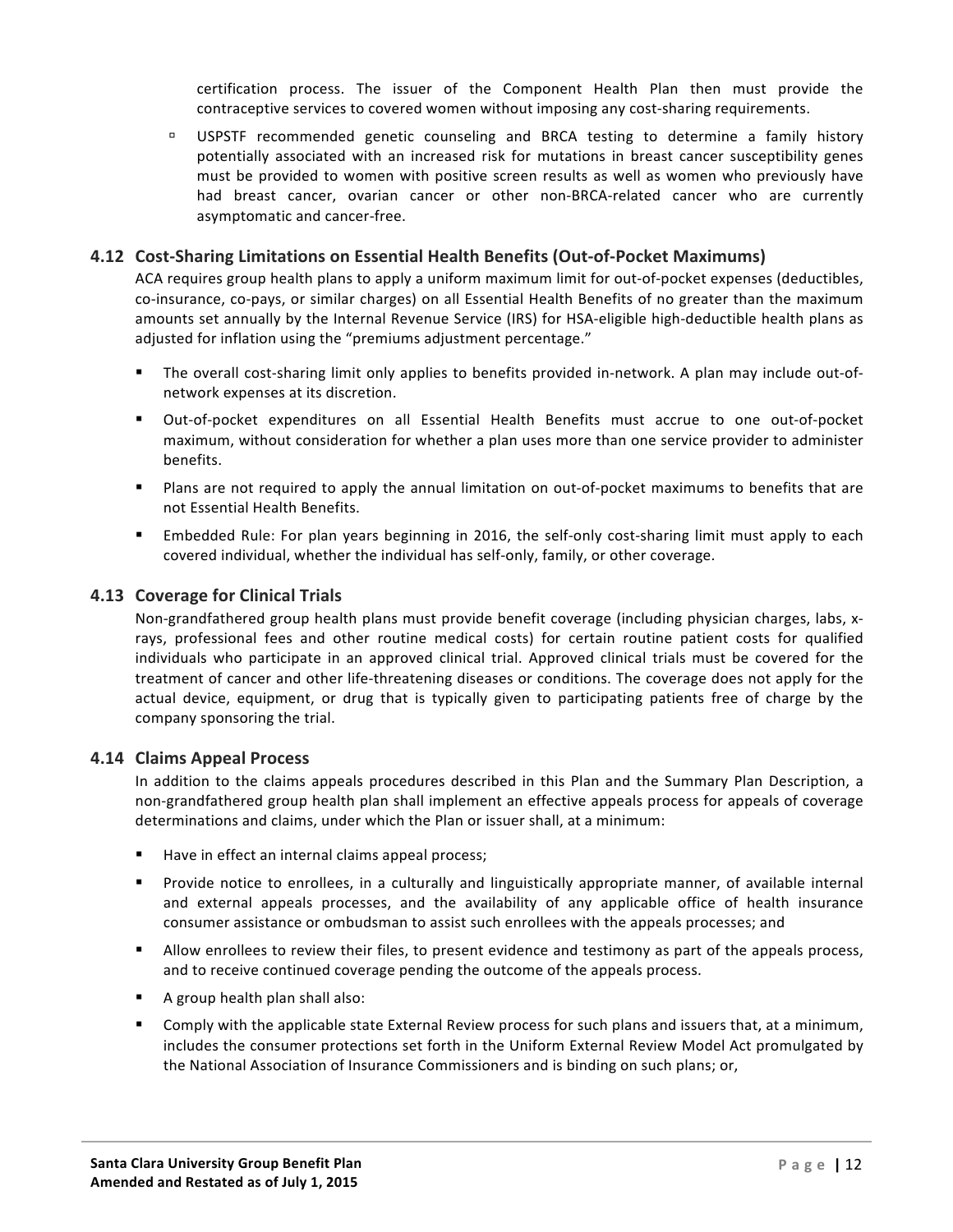certification process. The issuer of the Component Health Plan then must provide the contraceptive services to covered women without imposing any cost-sharing requirements.

- USPSTF recommended genetic counseling and BRCA testing to determine a family history potentially associated with an increased risk for mutations in breast cancer susceptibility genes must be provided to women with positive screen results as well as women who previously have had breast cancer, ovarian cancer or other non-BRCA-related cancer who are currently asymptomatic and cancer-free.

### 4.12 Cost-Sharing Limitations on Essential Health Benefits (Out-of-Pocket Maximums)

ACA requires group health plans to apply a uniform maximum limit for out-of-pocket expenses (deductibles, co-insurance, co-pays, or similar charges) on all Essential Health Benefits of no greater than the maximum amounts set annually by the Internal Revenue Service (IRS) for HSA-eligible high-deductible health plans as adjusted for inflation using the "premiums adjustment percentage."

- The overall cost-sharing limit only applies to benefits provided in-network. A plan may include out-of-network expenses at its discretion.
- Out-of-pocket expenditures on all Essential Health Benefits must accrue to one out-of-pocket maximum, without consideration for whether a plan uses more than one service provider to administer benefits.
- Plans are not required to apply the annual limitation on out-of-pocket maximums to benefits that are not Essential Health Benefits.
- Embedded Rule: For plan years beginning in 2016, the self-only cost-sharing limit must apply to each covered individual, whether the individual has self-only, family, or other coverage.

### 4.13 Coverage for Clinical Trials

Non-grandfathered group health plans must provide benefit coverage (including physician charges, labs, x-rays, professional fees and other routine medical costs) for certain routine patient costs for qualified individuals who participate in an approved clinical trial. Approved clinical trials must be covered for the treatment of cancer and other life-threatening diseases or conditions. The coverage does not apply for the actual device, equipment, or drug that is typically given to participating patients free of charge by the company sponsoring the trial.

### 4.14 Claims Appeal Process

In addition to the claims appeals procedures described in this Plan and the Summary Plan Description, a non-grandfathered group health plan shall implement an effective appeals process for appeals of coverage determinations and claims, under which the Plan or issuer shall, at a minimum:

- Have in effect an internal claims appeal process;
- Provide notice to enrollees, in a culturally and linguistically appropriate manner, of available internal and external appeals processes, and the availability of any applicable office of health insurance consumer assistance or ombudsman to assist such enrollees with the appeals processes; and
- Allow enrollees to review their files, to present evidence and testimony as part of the appeals process, and to receive continued coverage pending the outcome of the appeals process.
- A group health plan shall also:
- Comply with the applicable state External Review process for such plans and issuers that, at a minimum, includes the consumer protections set forth in the Uniform External Review Model Act promulgated by the National Association of Insurance Commissioners and is binding on such plans; or,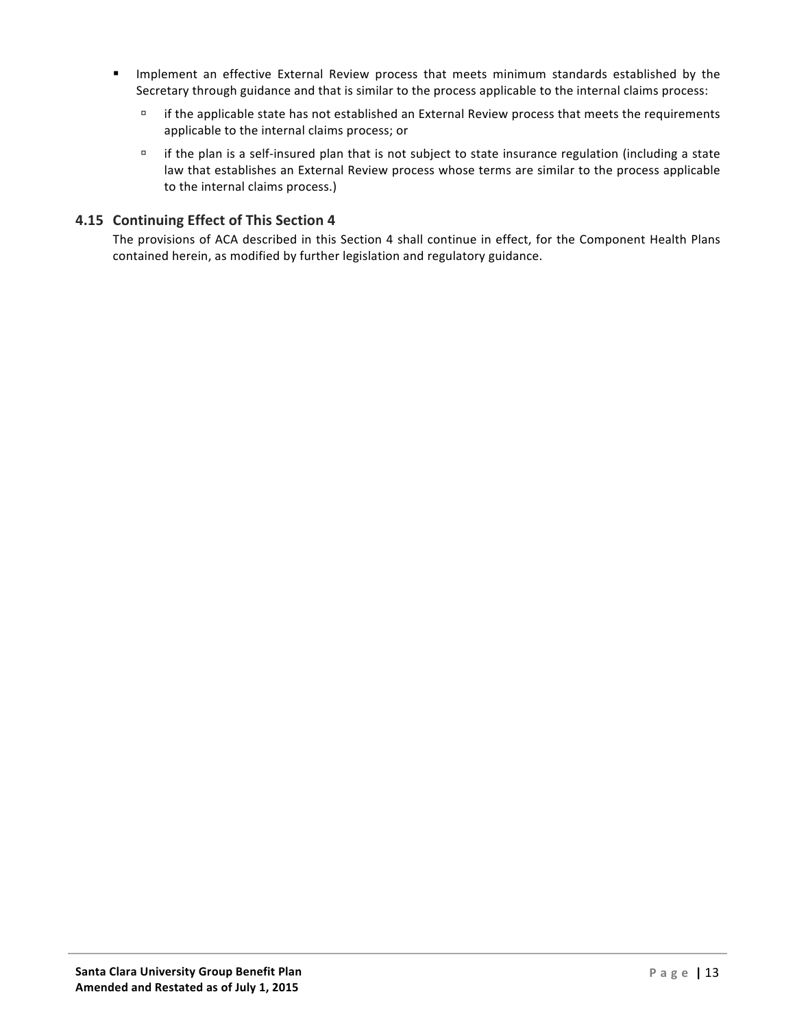- Implement an effective External Review process that meets minimum standards established by the Secretary through guidance and that is similar to the process applicable to the internal claims process:
  - if the applicable state has not established an External Review process that meets the requirements applicable to the internal claims process; or
  - if the plan is a self-insured plan that is not subject to state insurance regulation (including a state law that establishes an External Review process whose terms are similar to the process applicable to the internal claims process.)

### 4.15 Continuing Effect of This Section 4

The provisions of ACA described in this Section 4 shall continue in effect, for the Component Health Plans contained herein, as modified by further legislation and regulatory guidance.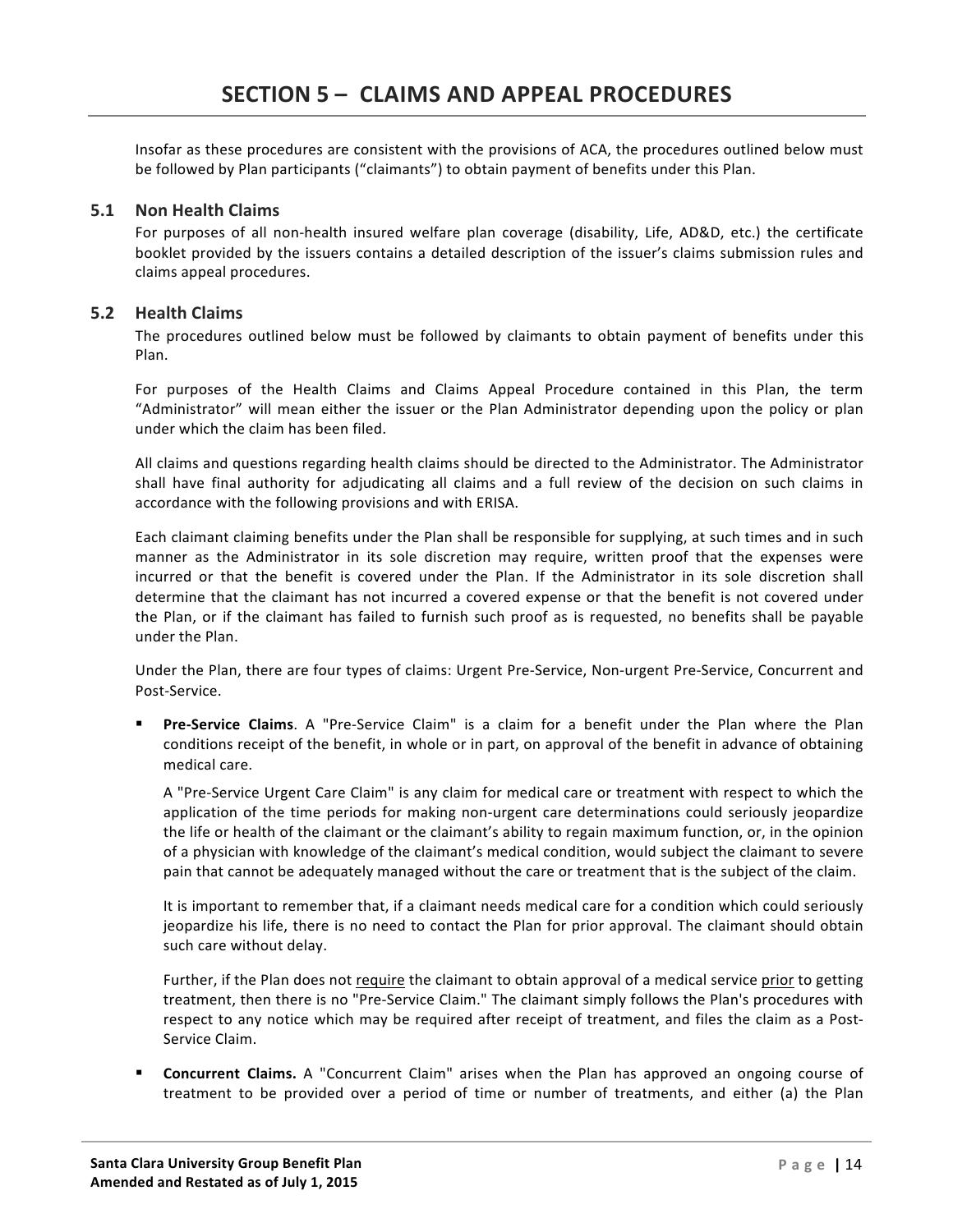# SECTION 5 – CLAIMS AND APPEAL PROCEDURES

Insofar as these procedures are consistent with the provisions of ACA, the procedures outlined below must be followed by Plan participants ("claimants") to obtain payment of benefits under this Plan.

## 5.1 Non Health Claims

For purposes of all non-health insured welfare plan coverage (disability, Life, AD&D, etc.) the certificate booklet provided by the issuers contains a detailed description of the issuer's claims submission rules and claims appeal procedures.

## 5.2 Health Claims

The procedures outlined below must be followed by claimants to obtain payment of benefits under this Plan.

For purposes of the Health Claims and Claims Appeal Procedure contained in this Plan, the term "Administrator" will mean either the issuer or the Plan Administrator depending upon the policy or plan under which the claim has been filed.

All claims and questions regarding health claims should be directed to the Administrator. The Administrator shall have final authority for adjudicating all claims and a full review of the decision on such claims in accordance with the following provisions and with ERISA.

Each claimant claiming benefits under the Plan shall be responsible for supplying, at such times and in such manner as the Administrator in its sole discretion may require, written proof that the expenses were incurred or that the benefit is covered under the Plan. If the Administrator in its sole discretion shall determine that the claimant has not incurred a covered expense or that the benefit is not covered under the Plan, or if the claimant has failed to furnish such proof as is requested, no benefits shall be payable under the Plan.

Under the Plan, there are four types of claims: Urgent Pre-Service, Non-urgent Pre-Service, Concurrent and Post-Service.

- **Pre-Service Claims**. A "Pre-Service Claim" is a claim for a benefit under the Plan where the Plan conditions receipt of the benefit, in whole or in part, on approval of the benefit in advance of obtaining medical care.

  A "Pre-Service Urgent Care Claim" is any claim for medical care or treatment with respect to which the application of the time periods for making non-urgent care determinations could seriously jeopardize the life or health of the claimant or the claimant's ability to regain maximum function, or, in the opinion of a physician with knowledge of the claimant's medical condition, would subject the claimant to severe pain that cannot be adequately managed without the care or treatment that is the subject of the claim.

  It is important to remember that, if a claimant needs medical care for a condition which could seriously jeopardize his life, there is no need to contact the Plan for prior approval. The claimant should obtain such care without delay.

  Further, if the Plan does not <u>require</u> the claimant to obtain approval of a medical service <u>prior</u> to getting treatment, then there is no "Pre-Service Claim." The claimant simply follows the Plan's procedures with respect to any notice which may be required after receipt of treatment, and files the claim as a Post-Service Claim.

- **Concurrent Claims.** A "Concurrent Claim" arises when the Plan has approved an ongoing course of treatment to be provided over a period of time or number of treatments, and either (a) the Plan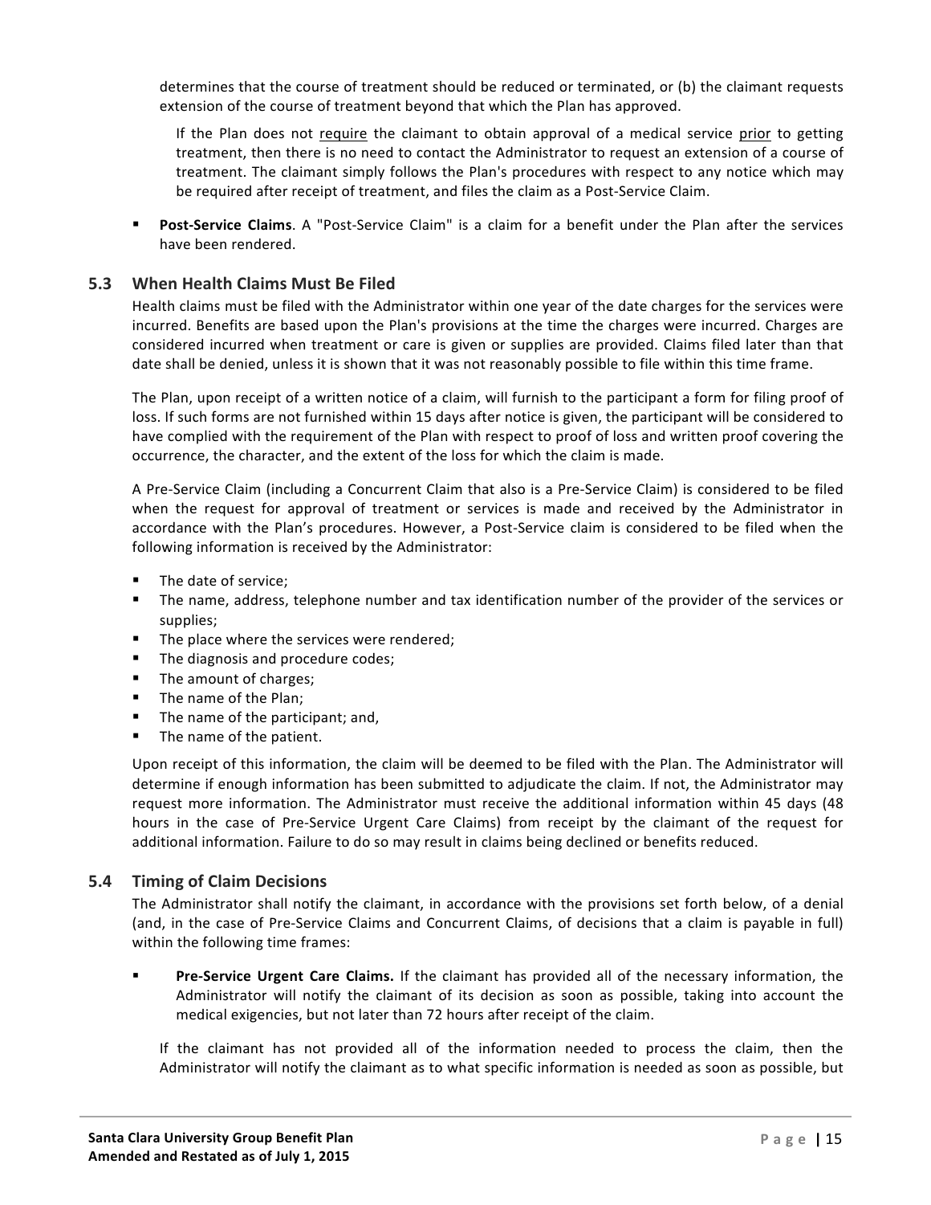determines that the course of treatment should be reduced or terminated, or (b) the claimant requests extension of the course of treatment beyond that which the Plan has approved.

If the Plan does not require the claimant to obtain approval of a medical service prior to getting treatment, then there is no need to contact the Administrator to request an extension of a course of treatment. The claimant simply follows the Plan's procedures with respect to any notice which may be required after receipt of treatment, and files the claim as a Post-Service Claim.

- **Post-Service Claims**. A "Post-Service Claim" is a claim for a benefit under the Plan after the services have been rendered.

## 5.3 When Health Claims Must Be Filed

Health claims must be filed with the Administrator within one year of the date charges for the services were incurred. Benefits are based upon the Plan's provisions at the time the charges were incurred. Charges are considered incurred when treatment or care is given or supplies are provided. Claims filed later than that date shall be denied, unless it is shown that it was not reasonably possible to file within this time frame.

The Plan, upon receipt of a written notice of a claim, will furnish to the participant a form for filing proof of loss. If such forms are not furnished within 15 days after notice is given, the participant will be considered to have complied with the requirement of the Plan with respect to proof of loss and written proof covering the occurrence, the character, and the extent of the loss for which the claim is made.

A Pre-Service Claim (including a Concurrent Claim that also is a Pre-Service Claim) is considered to be filed when the request for approval of treatment or services is made and received by the Administrator in accordance with the Plan's procedures. However, a Post-Service claim is considered to be filed when the following information is received by the Administrator:

- The date of service;
- The name, address, telephone number and tax identification number of the provider of the services or supplies;
- The place where the services were rendered;
- The diagnosis and procedure codes;
- The amount of charges;
- The name of the Plan;
- The name of the participant; and,
- The name of the patient.

Upon receipt of this information, the claim will be deemed to be filed with the Plan. The Administrator will determine if enough information has been submitted to adjudicate the claim. If not, the Administrator may request more information. The Administrator must receive the additional information within 45 days (48 hours in the case of Pre-Service Urgent Care Claims) from receipt by the claimant of the request for additional information. Failure to do so may result in claims being declined or benefits reduced.

## 5.4 Timing of Claim Decisions

The Administrator shall notify the claimant, in accordance with the provisions set forth below, of a denial (and, in the case of Pre-Service Claims and Concurrent Claims, of decisions that a claim is payable in full) within the following time frames:

- **Pre-Service Urgent Care Claims.** If the claimant has provided all of the necessary information, the Administrator will notify the claimant of its decision as soon as possible, taking into account the medical exigencies, but not later than 72 hours after receipt of the claim.

If the claimant has not provided all of the information needed to process the claim, then the Administrator will notify the claimant as to what specific information is needed as soon as possible, but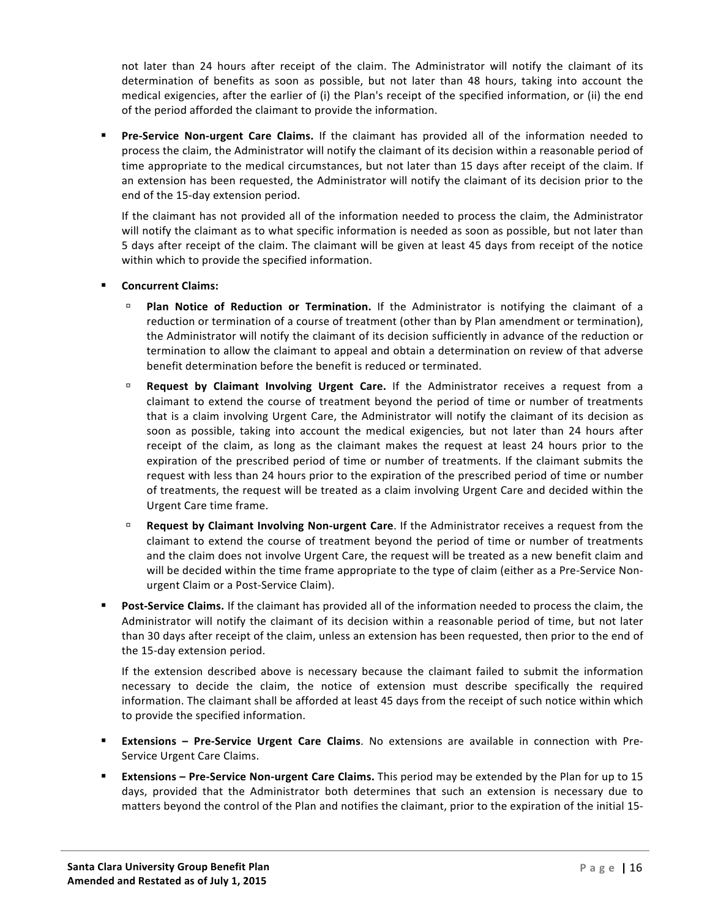not later than 24 hours after receipt of the claim. The Administrator will notify the claimant of its determination of benefits as soon as possible, but not later than 48 hours, taking into account the medical exigencies, after the earlier of (i) the Plan's receipt of the specified information, or (ii) the end of the period afforded the claimant to provide the information.

- **Pre-Service Non-urgent Care Claims.** If the claimant has provided all of the information needed to process the claim, the Administrator will notify the claimant of its decision within a reasonable period of time appropriate to the medical circumstances, but not later than 15 days after receipt of the claim. If an extension has been requested, the Administrator will notify the claimant of its decision prior to the end of the 15-day extension period.

  If the claimant has not provided all of the information needed to process the claim, the Administrator will notify the claimant as to what specific information is needed as soon as possible, but not later than 5 days after receipt of the claim. The claimant will be given at least 45 days from receipt of the notice within which to provide the specified information.

- **Concurrent Claims:**
  - **Plan Notice of Reduction or Termination.** If the Administrator is notifying the claimant of a reduction or termination of a course of treatment (other than by Plan amendment or termination), the Administrator will notify the claimant of its decision sufficiently in advance of the reduction or termination to allow the claimant to appeal and obtain a determination on review of that adverse benefit determination before the benefit is reduced or terminated.
  - **Request by Claimant Involving Urgent Care.** If the Administrator receives a request from a claimant to extend the course of treatment beyond the period of time or number of treatments that is a claim involving Urgent Care, the Administrator will notify the claimant of its decision as soon as possible, taking into account the medical exigencies, but not later than 24 hours after receipt of the claim, as long as the claimant makes the request at least 24 hours prior to the expiration of the prescribed period of time or number of treatments. If the claimant submits the request with less than 24 hours prior to the expiration of the prescribed period of time or number of treatments, the request will be treated as a claim involving Urgent Care and decided within the Urgent Care time frame.
  - **Request by Claimant Involving Non-urgent Care**. If the Administrator receives a request from the claimant to extend the course of treatment beyond the period of time or number of treatments and the claim does not involve Urgent Care, the request will be treated as a new benefit claim and will be decided within the time frame appropriate to the type of claim (either as a Pre-Service Non-urgent Claim or a Post-Service Claim).

- **Post-Service Claims.** If the claimant has provided all of the information needed to process the claim, the Administrator will notify the claimant of its decision within a reasonable period of time, but not later than 30 days after receipt of the claim, unless an extension has been requested, then prior to the end of the 15-day extension period.

  If the extension described above is necessary because the claimant failed to submit the information necessary to decide the claim, the notice of extension must describe specifically the required information. The claimant shall be afforded at least 45 days from the receipt of such notice within which to provide the specified information.

- **Extensions – Pre-Service Urgent Care Claims**. No extensions are available in connection with Pre-Service Urgent Care Claims.

- **Extensions – Pre-Service Non-urgent Care Claims.** This period may be extended by the Plan for up to 15 days, provided that the Administrator both determines that such an extension is necessary due to matters beyond the control of the Plan and notifies the claimant, prior to the expiration of the initial 15-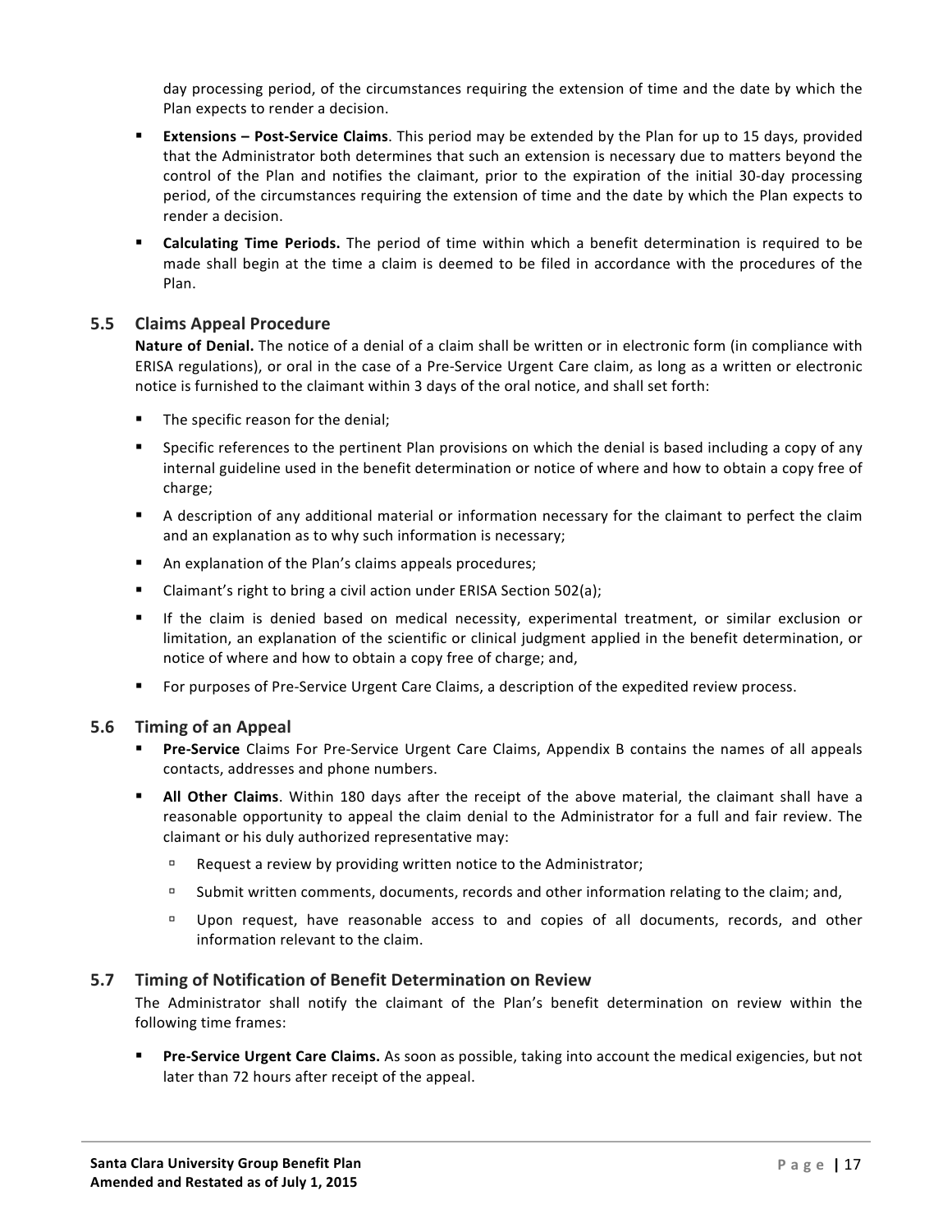day processing period, of the circumstances requiring the extension of time and the date by which the Plan expects to render a decision.

- **Extensions – Post-Service Claims**. This period may be extended by the Plan for up to 15 days, provided that the Administrator both determines that such an extension is necessary due to matters beyond the control of the Plan and notifies the claimant, prior to the expiration of the initial 30-day processing period, of the circumstances requiring the extension of time and the date by which the Plan expects to render a decision.
- **Calculating Time Periods.** The period of time within which a benefit determination is required to be made shall begin at the time a claim is deemed to be filed in accordance with the procedures of the Plan.

### 5.5 Claims Appeal Procedure

**Nature of Denial.** The notice of a denial of a claim shall be written or in electronic form (in compliance with ERISA regulations), or oral in the case of a Pre-Service Urgent Care claim, as long as a written or electronic notice is furnished to the claimant within 3 days of the oral notice, and shall set forth:

- The specific reason for the denial;
- Specific references to the pertinent Plan provisions on which the denial is based including a copy of any internal guideline used in the benefit determination or notice of where and how to obtain a copy free of charge;
- A description of any additional material or information necessary for the claimant to perfect the claim and an explanation as to why such information is necessary;
- An explanation of the Plan's claims appeals procedures;
- Claimant's right to bring a civil action under ERISA Section 502(a);
- If the claim is denied based on medical necessity, experimental treatment, or similar exclusion or limitation, an explanation of the scientific or clinical judgment applied in the benefit determination, or notice of where and how to obtain a copy free of charge; and,
- For purposes of Pre-Service Urgent Care Claims, a description of the expedited review process.

### 5.6 Timing of an Appeal

- **Pre-Service** Claims For Pre-Service Urgent Care Claims, Appendix B contains the names of all appeals contacts, addresses and phone numbers.
- **All Other Claims**. Within 180 days after the receipt of the above material, the claimant shall have a reasonable opportunity to appeal the claim denial to the Administrator for a full and fair review. The claimant or his duly authorized representative may:
  - Request a review by providing written notice to the Administrator;
  - Submit written comments, documents, records and other information relating to the claim; and,
  - Upon request, have reasonable access to and copies of all documents, records, and other information relevant to the claim.

### 5.7 Timing of Notification of Benefit Determination on Review

The Administrator shall notify the claimant of the Plan's benefit determination on review within the following time frames:

- **Pre-Service Urgent Care Claims.** As soon as possible, taking into account the medical exigencies, but not later than 72 hours after receipt of the appeal.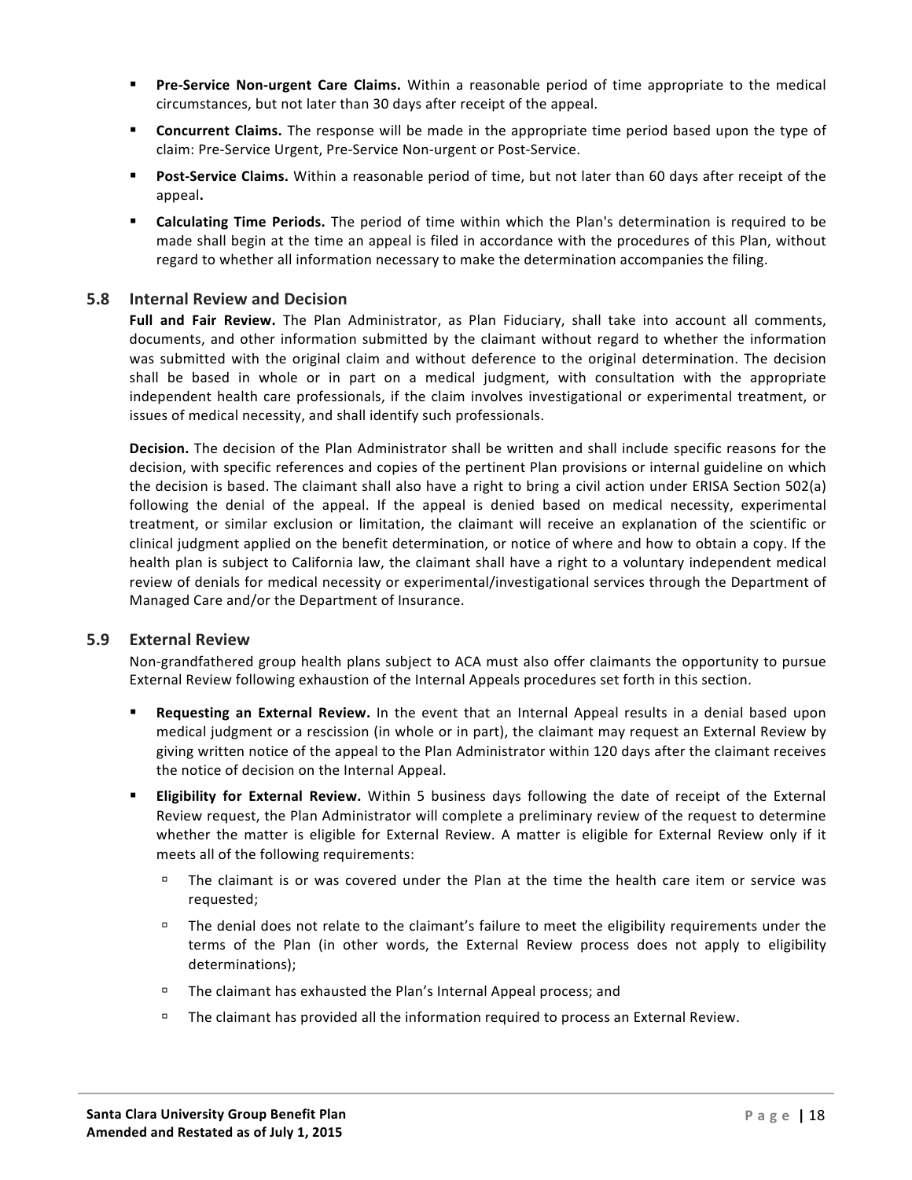- **Pre-Service Non-urgent Care Claims.** Within a reasonable period of time appropriate to the medical circumstances, but not later than 30 days after receipt of the appeal.
- **Concurrent Claims.** The response will be made in the appropriate time period based upon the type of claim: Pre-Service Urgent, Pre-Service Non-urgent or Post-Service.
- **Post-Service Claims.** Within a reasonable period of time, but not later than 60 days after receipt of the appeal**.**
- **Calculating Time Periods.** The period of time within which the Plan's determination is required to be made shall begin at the time an appeal is filed in accordance with the procedures of this Plan, without regard to whether all information necessary to make the determination accompanies the filing.

## 5.8 Internal Review and Decision

**Full and Fair Review.** The Plan Administrator, as Plan Fiduciary, shall take into account all comments, documents, and other information submitted by the claimant without regard to whether the information was submitted with the original claim and without deference to the original determination. The decision shall be based in whole or in part on a medical judgment, with consultation with the appropriate independent health care professionals, if the claim involves investigational or experimental treatment, or issues of medical necessity, and shall identify such professionals.

**Decision.** The decision of the Plan Administrator shall be written and shall include specific reasons for the decision, with specific references and copies of the pertinent Plan provisions or internal guideline on which the decision is based. The claimant shall also have a right to bring a civil action under ERISA Section 502(a) following the denial of the appeal. If the appeal is denied based on medical necessity, experimental treatment, or similar exclusion or limitation, the claimant will receive an explanation of the scientific or clinical judgment applied on the benefit determination, or notice of where and how to obtain a copy. If the health plan is subject to California law, the claimant shall have a right to a voluntary independent medical review of denials for medical necessity or experimental/investigational services through the Department of Managed Care and/or the Department of Insurance.

## 5.9 External Review

Non-grandfathered group health plans subject to ACA must also offer claimants the opportunity to pursue External Review following exhaustion of the Internal Appeals procedures set forth in this section.

- **Requesting an External Review.** In the event that an Internal Appeal results in a denial based upon medical judgment or a rescission (in whole or in part), the claimant may request an External Review by giving written notice of the appeal to the Plan Administrator within 120 days after the claimant receives the notice of decision on the Internal Appeal.
- **Eligibility for External Review.** Within 5 business days following the date of receipt of the External Review request, the Plan Administrator will complete a preliminary review of the request to determine whether the matter is eligible for External Review. A matter is eligible for External Review only if it meets all of the following requirements:
  - The claimant is or was covered under the Plan at the time the health care item or service was requested;
  - The denial does not relate to the claimant's failure to meet the eligibility requirements under the terms of the Plan (in other words, the External Review process does not apply to eligibility determinations);
  - The claimant has exhausted the Plan's Internal Appeal process; and
  - The claimant has provided all the information required to process an External Review.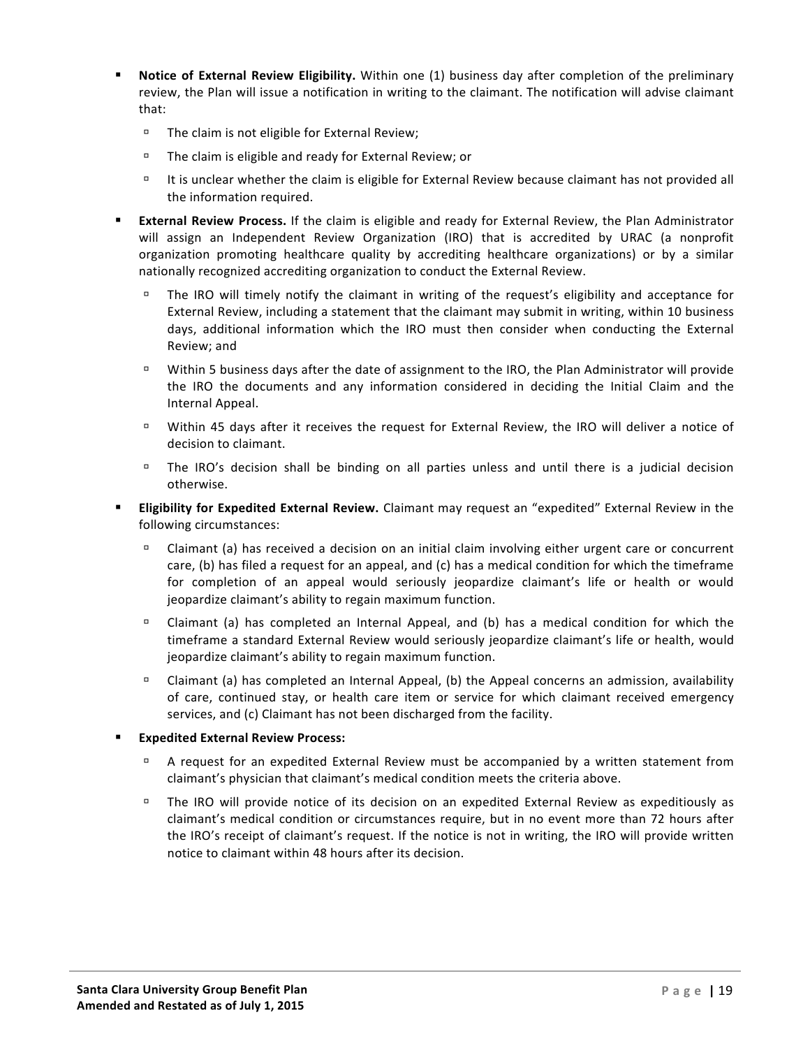- **Notice of External Review Eligibility.** Within one (1) business day after completion of the preliminary review, the Plan will issue a notification in writing to the claimant. The notification will advise claimant that:
  - The claim is not eligible for External Review;
  - The claim is eligible and ready for External Review; or
  - It is unclear whether the claim is eligible for External Review because claimant has not provided all the information required.
- **External Review Process.** If the claim is eligible and ready for External Review, the Plan Administrator will assign an Independent Review Organization (IRO) that is accredited by URAC (a nonprofit organization promoting healthcare quality by accrediting healthcare organizations) or by a similar nationally recognized accrediting organization to conduct the External Review.
  - The IRO will timely notify the claimant in writing of the request's eligibility and acceptance for External Review, including a statement that the claimant may submit in writing, within 10 business days, additional information which the IRO must then consider when conducting the External Review; and
  - Within 5 business days after the date of assignment to the IRO, the Plan Administrator will provide the IRO the documents and any information considered in deciding the Initial Claim and the Internal Appeal.
  - Within 45 days after it receives the request for External Review, the IRO will deliver a notice of decision to claimant.
  - The IRO's decision shall be binding on all parties unless and until there is a judicial decision otherwise.
- **Eligibility for Expedited External Review.** Claimant may request an "expedited" External Review in the following circumstances:
  - Claimant (a) has received a decision on an initial claim involving either urgent care or concurrent care, (b) has filed a request for an appeal, and (c) has a medical condition for which the timeframe for completion of an appeal would seriously jeopardize claimant's life or health or would jeopardize claimant's ability to regain maximum function.
  - Claimant (a) has completed an Internal Appeal, and (b) has a medical condition for which the timeframe a standard External Review would seriously jeopardize claimant's life or health, would jeopardize claimant's ability to regain maximum function.
  - Claimant (a) has completed an Internal Appeal, (b) the Appeal concerns an admission, availability of care, continued stay, or health care item or service for which claimant received emergency services, and (c) Claimant has not been discharged from the facility.
- **Expedited External Review Process:**
  - A request for an expedited External Review must be accompanied by a written statement from claimant's physician that claimant's medical condition meets the criteria above.
  - The IRO will provide notice of its decision on an expedited External Review as expeditiously as claimant's medical condition or circumstances require, but in no event more than 72 hours after the IRO's receipt of claimant's request. If the notice is not in writing, the IRO will provide written notice to claimant within 48 hours after its decision.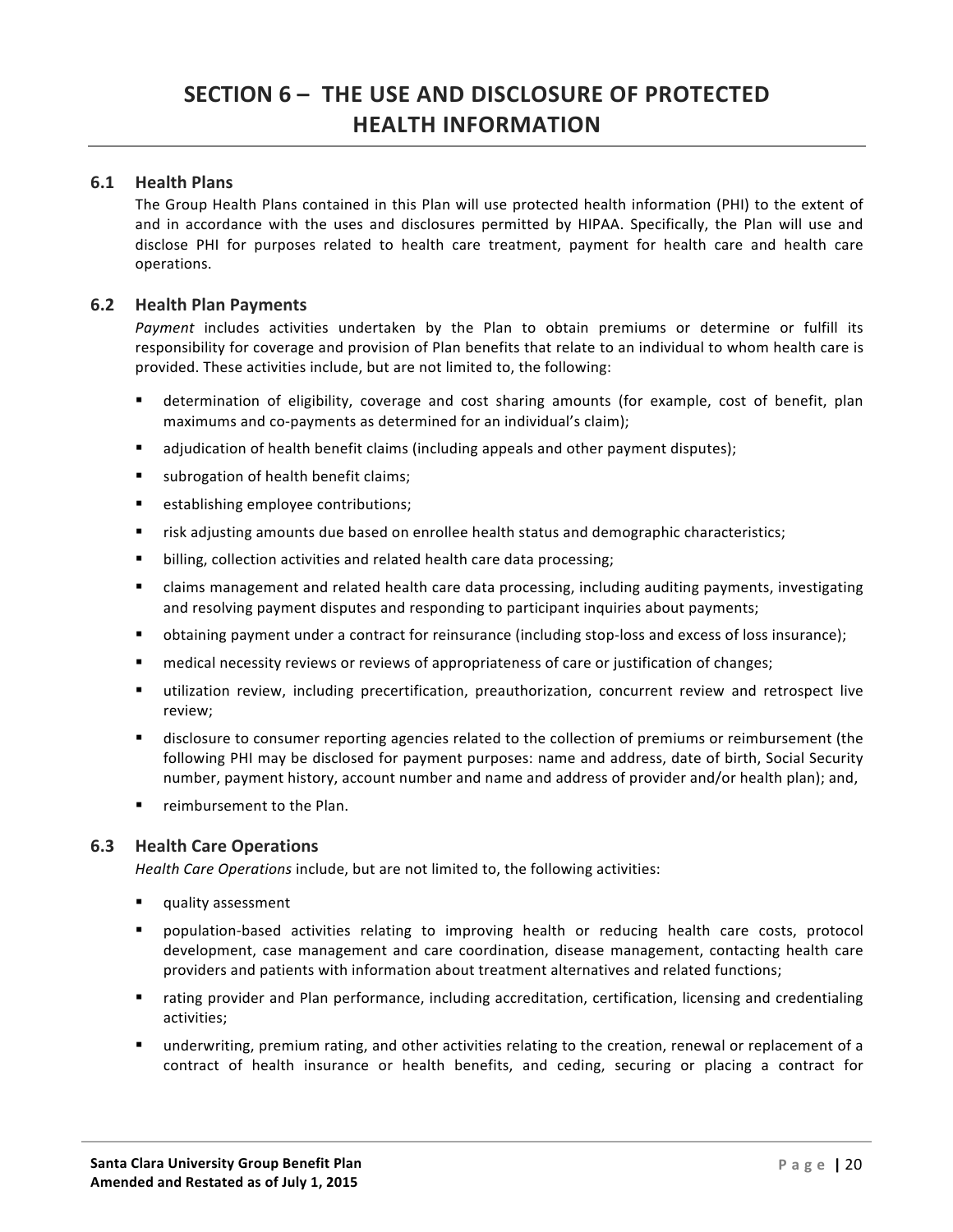# SECTION 6 – THE USE AND DISCLOSURE OF PROTECTED HEALTH INFORMATION

## 6.1 Health Plans

The Group Health Plans contained in this Plan will use protected health information (PHI) to the extent of and in accordance with the uses and disclosures permitted by HIPAA. Specifically, the Plan will use and disclose PHI for purposes related to health care treatment, payment for health care and health care operations.

## 6.2 Health Plan Payments

*Payment* includes activities undertaken by the Plan to obtain premiums or determine or fulfill its responsibility for coverage and provision of Plan benefits that relate to an individual to whom health care is provided. These activities include, but are not limited to, the following:

- determination of eligibility, coverage and cost sharing amounts (for example, cost of benefit, plan maximums and co-payments as determined for an individual's claim);
- adjudication of health benefit claims (including appeals and other payment disputes);
- subrogation of health benefit claims;
- establishing employee contributions;
- risk adjusting amounts due based on enrollee health status and demographic characteristics;
- billing, collection activities and related health care data processing;
- claims management and related health care data processing, including auditing payments, investigating and resolving payment disputes and responding to participant inquiries about payments;
- obtaining payment under a contract for reinsurance (including stop-loss and excess of loss insurance);
- medical necessity reviews or reviews of appropriateness of care or justification of changes;
- utilization review, including precertification, preauthorization, concurrent review and retrospect live review;
- disclosure to consumer reporting agencies related to the collection of premiums or reimbursement (the following PHI may be disclosed for payment purposes: name and address, date of birth, Social Security number, payment history, account number and name and address of provider and/or health plan); and,
- reimbursement to the Plan.

## 6.3 Health Care Operations

*Health Care Operations* include, but are not limited to, the following activities:

- quality assessment
- population-based activities relating to improving health or reducing health care costs, protocol development, case management and care coordination, disease management, contacting health care providers and patients with information about treatment alternatives and related functions;
- rating provider and Plan performance, including accreditation, certification, licensing and credentialing activities;
- underwriting, premium rating, and other activities relating to the creation, renewal or replacement of a contract of health insurance or health benefits, and ceding, securing or placing a contract for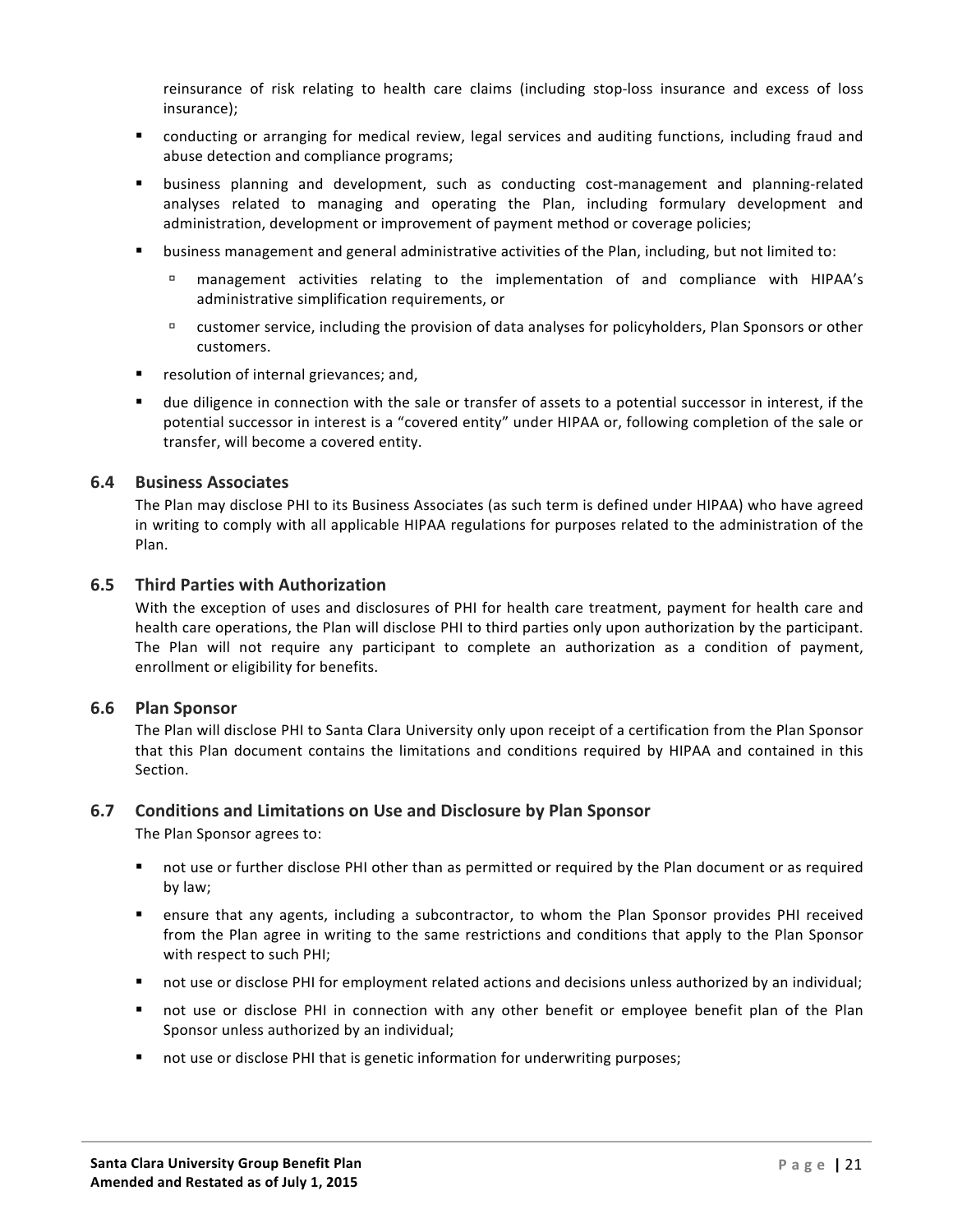reinsurance of risk relating to health care claims (including stop-loss insurance and excess of loss insurance);

- conducting or arranging for medical review, legal services and auditing functions, including fraud and abuse detection and compliance programs;
- business planning and development, such as conducting cost-management and planning-related analyses related to managing and operating the Plan, including formulary development and administration, development or improvement of payment method or coverage policies;
- business management and general administrative activities of the Plan, including, but not limited to:
  - management activities relating to the implementation of and compliance with HIPAA's administrative simplification requirements, or
  - customer service, including the provision of data analyses for policyholders, Plan Sponsors or other customers.
- resolution of internal grievances; and,
- due diligence in connection with the sale or transfer of assets to a potential successor in interest, if the potential successor in interest is a "covered entity" under HIPAA or, following completion of the sale or transfer, will become a covered entity.

### 6.4 Business Associates

The Plan may disclose PHI to its Business Associates (as such term is defined under HIPAA) who have agreed in writing to comply with all applicable HIPAA regulations for purposes related to the administration of the Plan.

### 6.5 Third Parties with Authorization

With the exception of uses and disclosures of PHI for health care treatment, payment for health care and health care operations, the Plan will disclose PHI to third parties only upon authorization by the participant. The Plan will not require any participant to complete an authorization as a condition of payment, enrollment or eligibility for benefits.

### 6.6 Plan Sponsor

The Plan will disclose PHI to Santa Clara University only upon receipt of a certification from the Plan Sponsor that this Plan document contains the limitations and conditions required by HIPAA and contained in this Section.

### 6.7 Conditions and Limitations on Use and Disclosure by Plan Sponsor

The Plan Sponsor agrees to:

- not use or further disclose PHI other than as permitted or required by the Plan document or as required by law;
- ensure that any agents, including a subcontractor, to whom the Plan Sponsor provides PHI received from the Plan agree in writing to the same restrictions and conditions that apply to the Plan Sponsor with respect to such PHI;
- not use or disclose PHI for employment related actions and decisions unless authorized by an individual;
- not use or disclose PHI in connection with any other benefit or employee benefit plan of the Plan Sponsor unless authorized by an individual;
- not use or disclose PHI that is genetic information for underwriting purposes;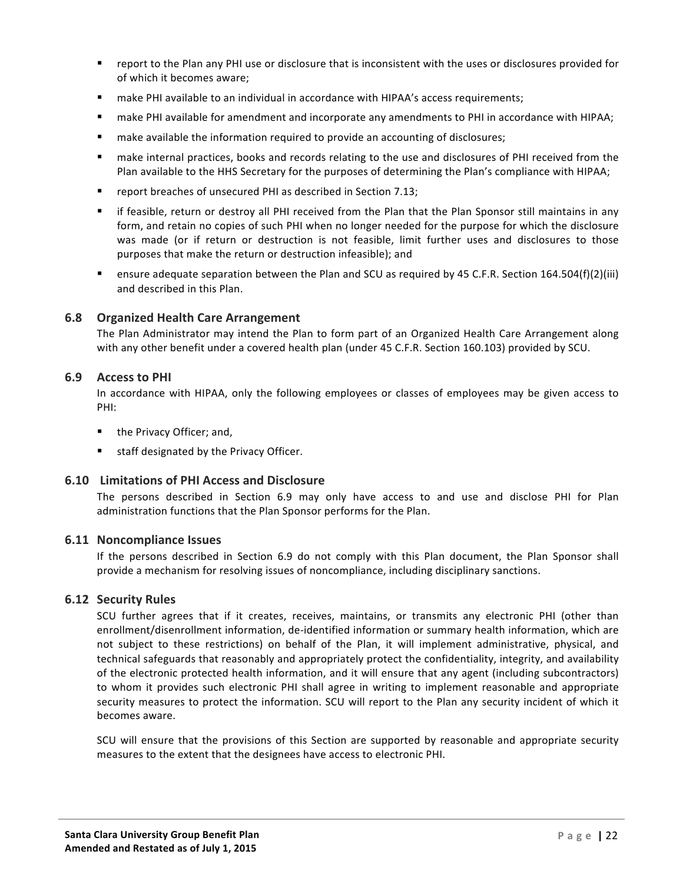- report to the Plan any PHI use or disclosure that is inconsistent with the uses or disclosures provided for of which it becomes aware;
- make PHI available to an individual in accordance with HIPAA's access requirements;
- make PHI available for amendment and incorporate any amendments to PHI in accordance with HIPAA;
- make available the information required to provide an accounting of disclosures;
- make internal practices, books and records relating to the use and disclosures of PHI received from the Plan available to the HHS Secretary for the purposes of determining the Plan's compliance with HIPAA;
- report breaches of unsecured PHI as described in Section 7.13;
- if feasible, return or destroy all PHI received from the Plan that the Plan Sponsor still maintains in any form, and retain no copies of such PHI when no longer needed for the purpose for which the disclosure was made (or if return or destruction is not feasible, limit further uses and disclosures to those purposes that make the return or destruction infeasible); and
- ensure adequate separation between the Plan and SCU as required by 45 C.F.R. Section 164.504(f)(2)(iii) and described in this Plan.

### 6.8 Organized Health Care Arrangement

The Plan Administrator may intend the Plan to form part of an Organized Health Care Arrangement along with any other benefit under a covered health plan (under 45 C.F.R. Section 160.103) provided by SCU.

### 6.9 Access to PHI

In accordance with HIPAA, only the following employees or classes of employees may be given access to PHI:

- the Privacy Officer; and,
- staff designated by the Privacy Officer.

### 6.10 Limitations of PHI Access and Disclosure

The persons described in Section 6.9 may only have access to and use and disclose PHI for Plan administration functions that the Plan Sponsor performs for the Plan.

### 6.11 Noncompliance Issues

If the persons described in Section 6.9 do not comply with this Plan document, the Plan Sponsor shall provide a mechanism for resolving issues of noncompliance, including disciplinary sanctions.

### 6.12 Security Rules

SCU further agrees that if it creates, receives, maintains, or transmits any electronic PHI (other than enrollment/disenrollment information, de-identified information or summary health information, which are not subject to these restrictions) on behalf of the Plan, it will implement administrative, physical, and technical safeguards that reasonably and appropriately protect the confidentiality, integrity, and availability of the electronic protected health information, and it will ensure that any agent (including subcontractors) to whom it provides such electronic PHI shall agree in writing to implement reasonable and appropriate security measures to protect the information. SCU will report to the Plan any security incident of which it becomes aware.

SCU will ensure that the provisions of this Section are supported by reasonable and appropriate security measures to the extent that the designees have access to electronic PHI.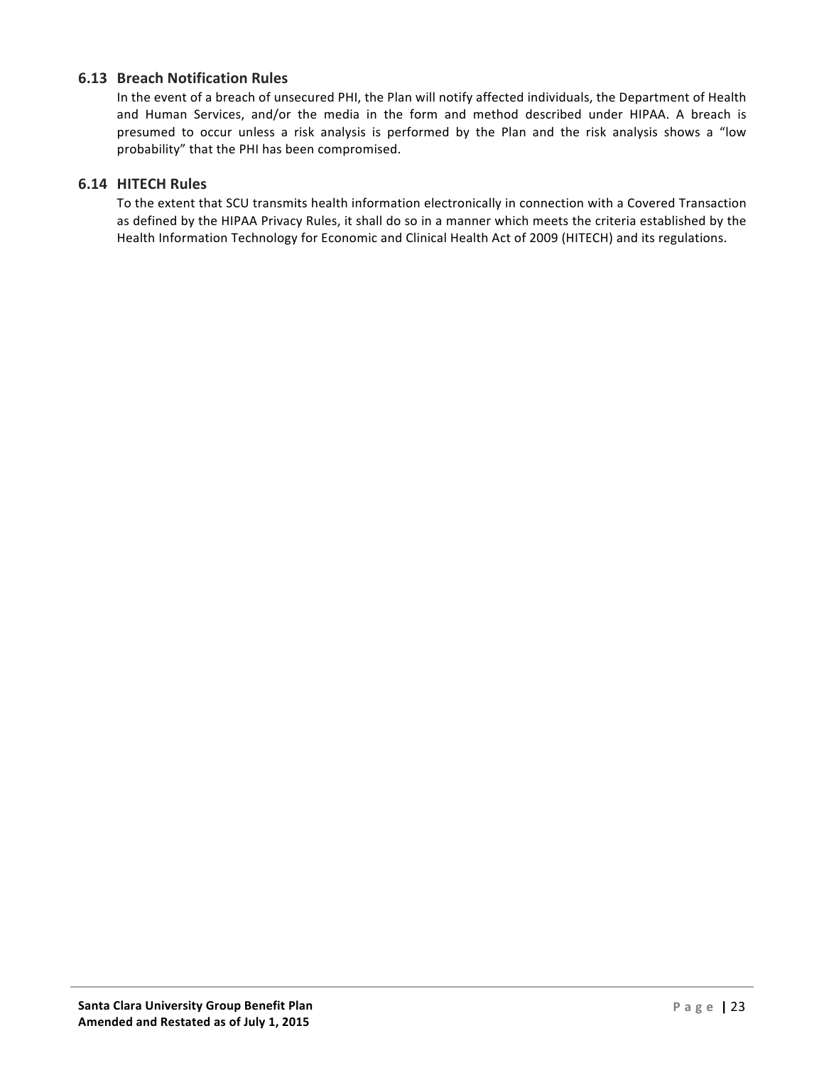### 6.13 Breach Notification Rules

In the event of a breach of unsecured PHI, the Plan will notify affected individuals, the Department of Health and Human Services, and/or the media in the form and method described under HIPAA. A breach is presumed to occur unless a risk analysis is performed by the Plan and the risk analysis shows a "low probability" that the PHI has been compromised.

### 6.14 HITECH Rules

To the extent that SCU transmits health information electronically in connection with a Covered Transaction as defined by the HIPAA Privacy Rules, it shall do so in a manner which meets the criteria established by the Health Information Technology for Economic and Clinical Health Act of 2009 (HITECH) and its regulations.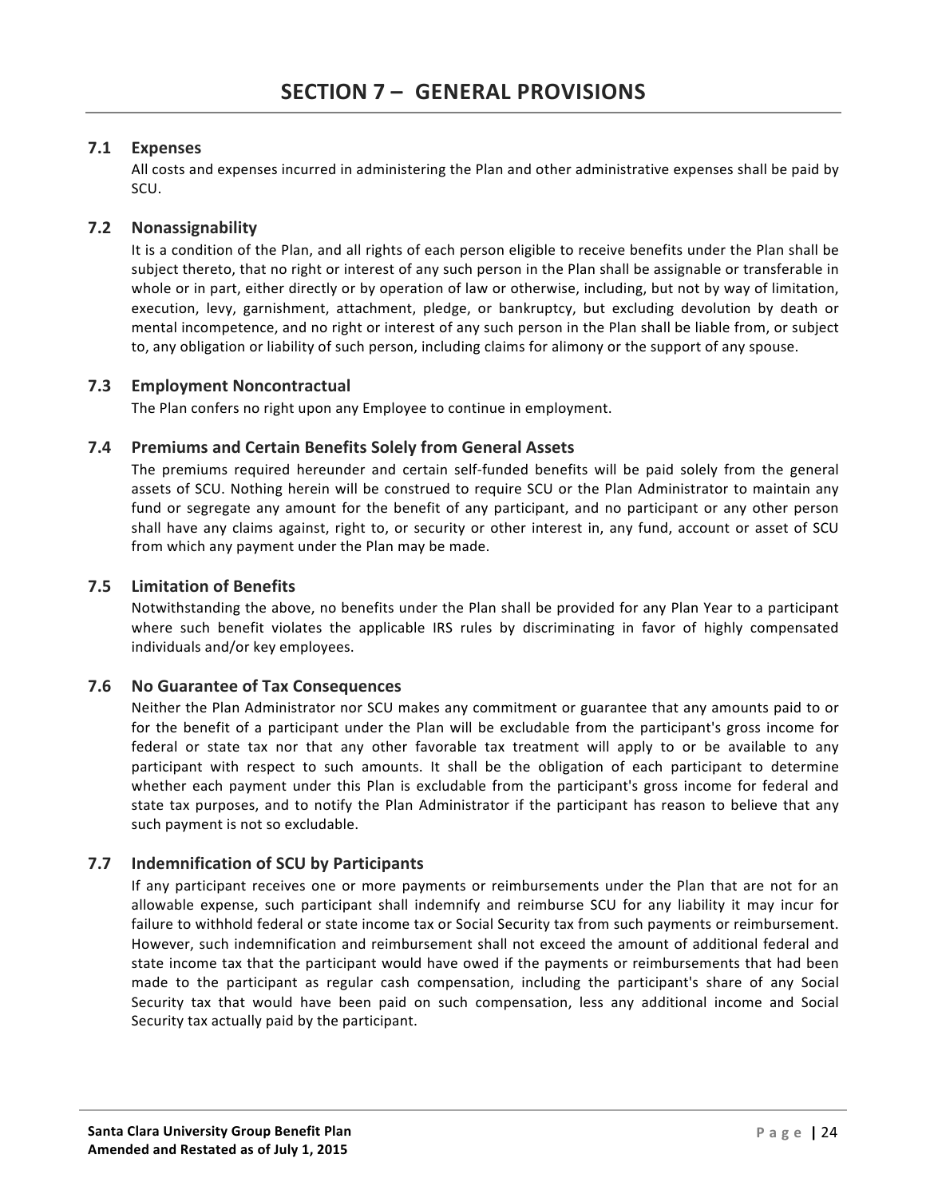# SECTION 7 – GENERAL PROVISIONS

### 7.1 Expenses

All costs and expenses incurred in administering the Plan and other administrative expenses shall be paid by SCU.

### 7.2 Nonassignability

It is a condition of the Plan, and all rights of each person eligible to receive benefits under the Plan shall be subject thereto, that no right or interest of any such person in the Plan shall be assignable or transferable in whole or in part, either directly or by operation of law or otherwise, including, but not by way of limitation, execution, levy, garnishment, attachment, pledge, or bankruptcy, but excluding devolution by death or mental incompetence, and no right or interest of any such person in the Plan shall be liable from, or subject to, any obligation or liability of such person, including claims for alimony or the support of any spouse.

### 7.3 Employment Noncontractual

The Plan confers no right upon any Employee to continue in employment.

### 7.4 Premiums and Certain Benefits Solely from General Assets

The premiums required hereunder and certain self-funded benefits will be paid solely from the general assets of SCU. Nothing herein will be construed to require SCU or the Plan Administrator to maintain any fund or segregate any amount for the benefit of any participant, and no participant or any other person shall have any claims against, right to, or security or other interest in, any fund, account or asset of SCU from which any payment under the Plan may be made.

### 7.5 Limitation of Benefits

Notwithstanding the above, no benefits under the Plan shall be provided for any Plan Year to a participant where such benefit violates the applicable IRS rules by discriminating in favor of highly compensated individuals and/or key employees.

### 7.6 No Guarantee of Tax Consequences

Neither the Plan Administrator nor SCU makes any commitment or guarantee that any amounts paid to or for the benefit of a participant under the Plan will be excludable from the participant's gross income for federal or state tax nor that any other favorable tax treatment will apply to or be available to any participant with respect to such amounts. It shall be the obligation of each participant to determine whether each payment under this Plan is excludable from the participant's gross income for federal and state tax purposes, and to notify the Plan Administrator if the participant has reason to believe that any such payment is not so excludable.

### 7.7 Indemnification of SCU by Participants

If any participant receives one or more payments or reimbursements under the Plan that are not for an allowable expense, such participant shall indemnify and reimburse SCU for any liability it may incur for failure to withhold federal or state income tax or Social Security tax from such payments or reimbursement. However, such indemnification and reimbursement shall not exceed the amount of additional federal and state income tax that the participant would have owed if the payments or reimbursements that had been made to the participant as regular cash compensation, including the participant's share of any Social Security tax that would have been paid on such compensation, less any additional income and Social Security tax actually paid by the participant.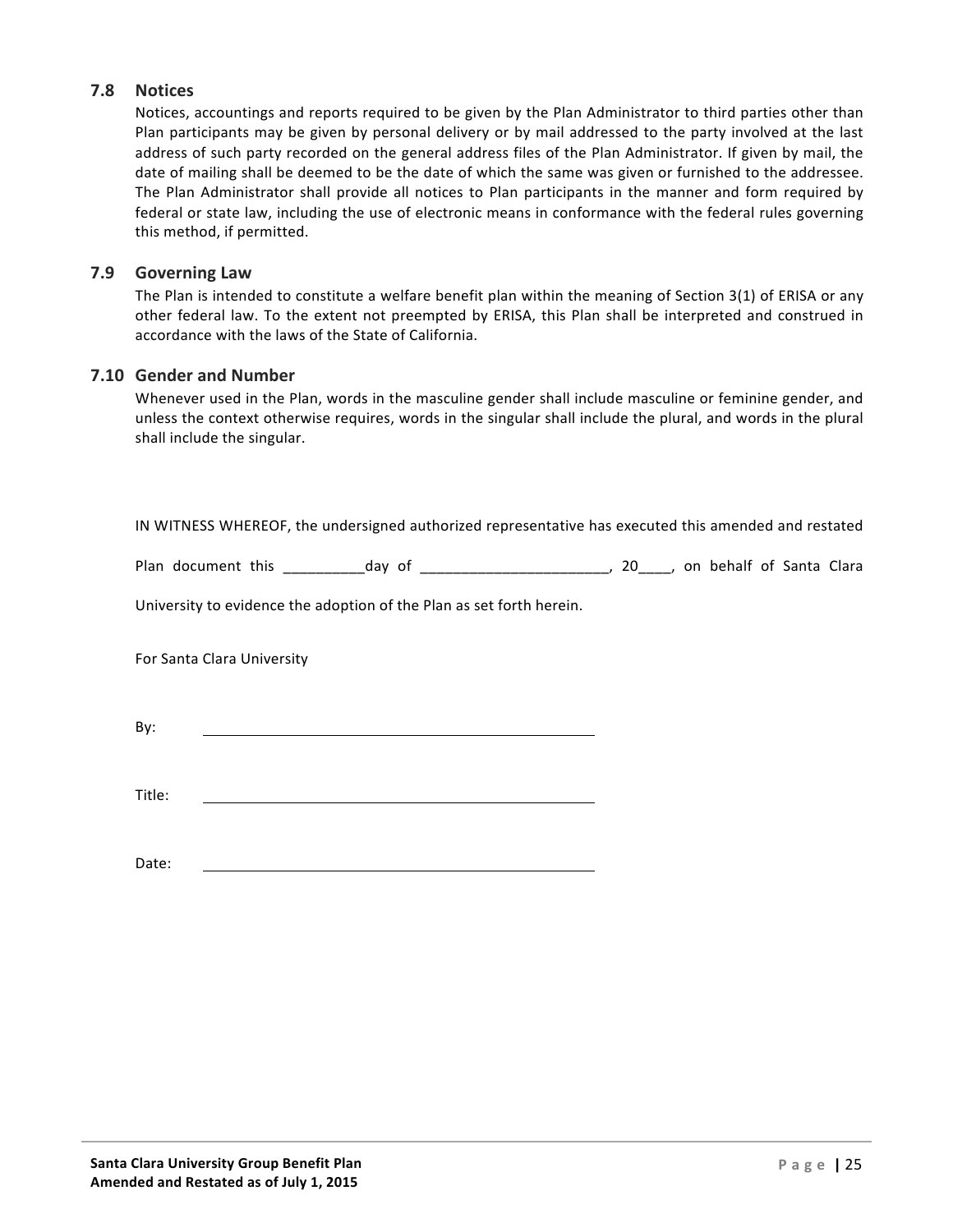### 7.8 Notices

Notices, accountings and reports required to be given by the Plan Administrator to third parties other than Plan participants may be given by personal delivery or by mail addressed to the party involved at the last address of such party recorded on the general address files of the Plan Administrator. If given by mail, the date of mailing shall be deemed to be the date of which the same was given or furnished to the addressee. The Plan Administrator shall provide all notices to Plan participants in the manner and form required by federal or state law, including the use of electronic means in conformance with the federal rules governing this method, if permitted.

### 7.9 Governing Law

The Plan is intended to constitute a welfare benefit plan within the meaning of Section 3(1) of ERISA or any other federal law. To the extent not preempted by ERISA, this Plan shall be interpreted and construed in accordance with the laws of the State of California.

### 7.10 Gender and Number

Whenever used in the Plan, words in the masculine gender shall include masculine or feminine gender, and unless the context otherwise requires, words in the singular shall include the plural, and words in the plural shall include the singular.

IN WITNESS WHEREOF, the undersigned authorized representative has executed this amended and restated Plan document this __________day of _______________________, 20____, on behalf of Santa Clara University to evidence the adoption of the Plan as set forth herein.

For Santa Clara University

By: ________________________________________

Title: ________________________________________

Date: ________________________________________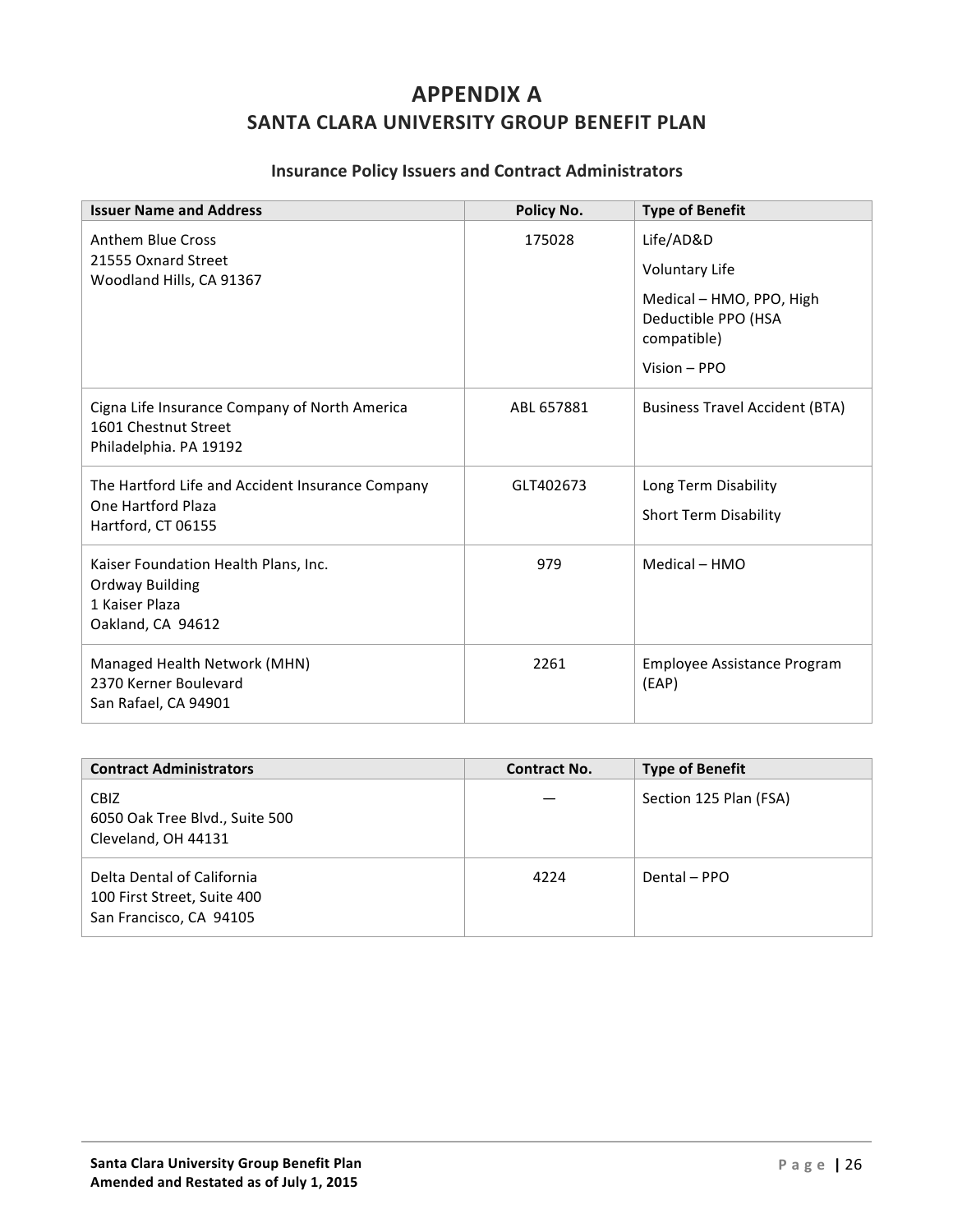# APPENDIX A

## SANTA CLARA UNIVERSITY GROUP BENEFIT PLAN

### Insurance Policy Issuers and Contract Administrators

| Issuer Name and Address | Policy No. | Type of Benefit |
|---|---|---|
| Anthem Blue Cross<br>21555 Oxnard Street<br>Woodland Hills, CA 91367 | 175028 | Life/AD&D<br>Voluntary Life<br>Medical – HMO, PPO, High Deductible PPO (HSA compatible)<br>Vision – PPO |
| Cigna Life Insurance Company of North America<br>1601 Chestnut Street<br>Philadelphia. PA 19192 | ABL 657881 | Business Travel Accident (BTA) |
| The Hartford Life and Accident Insurance Company<br>One Hartford Plaza<br>Hartford, CT 06155 | GLT402673 | Long Term Disability<br>Short Term Disability |
| Kaiser Foundation Health Plans, Inc.<br>Ordway Building<br>1 Kaiser Plaza<br>Oakland, CA 94612 | 979 | Medical – HMO |
| Managed Health Network (MHN)<br>2370 Kerner Boulevard<br>San Rafael, CA 94901 | 2261 | Employee Assistance Program (EAP) |

| Contract Administrators | Contract No. | Type of Benefit |
|---|---|---|
| CBIZ<br>6050 Oak Tree Blvd., Suite 500<br>Cleveland, OH 44131 | — | Section 125 Plan (FSA) |
| Delta Dental of California<br>100 First Street, Suite 400<br>San Francisco, CA 94105 | 4224 | Dental – PPO |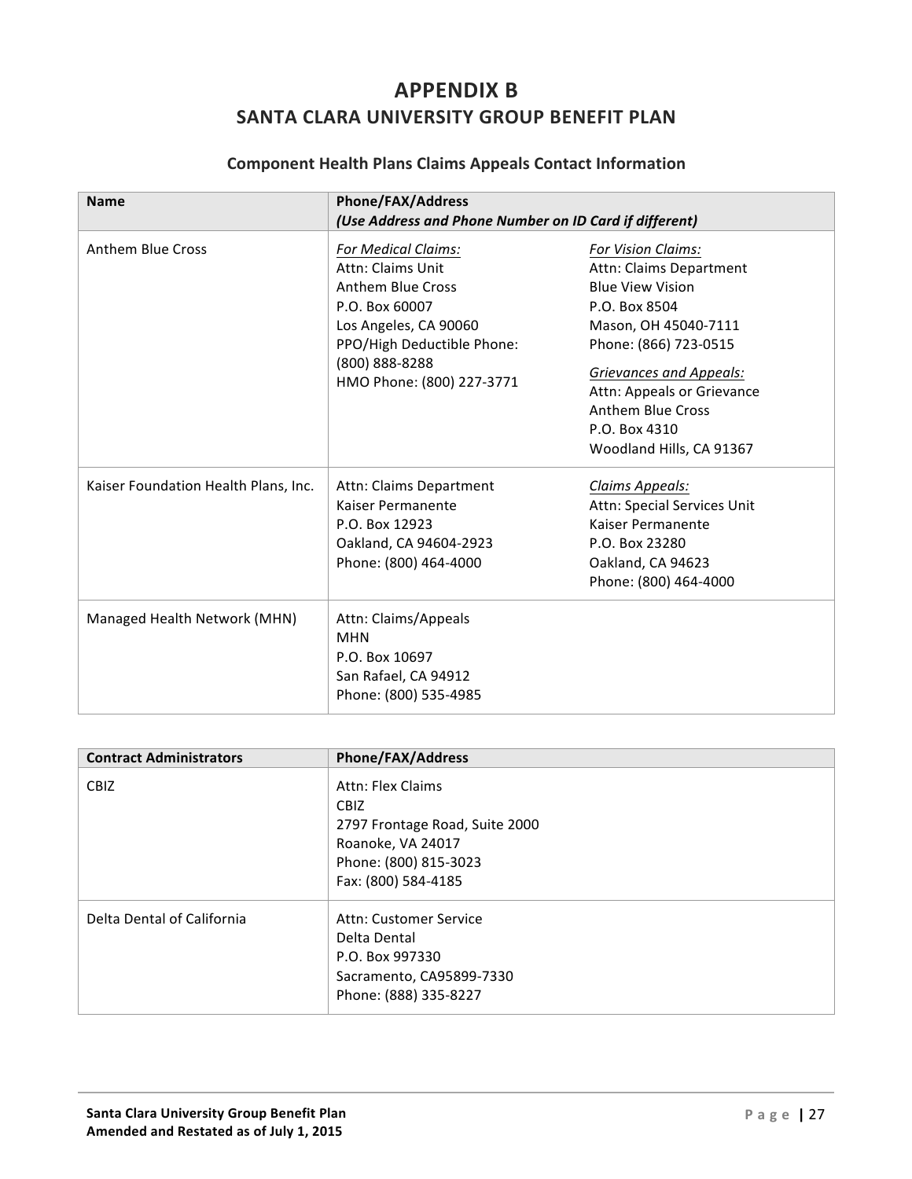# APPENDIX B

## SANTA CLARA UNIVERSITY GROUP BENEFIT PLAN

### Component Health Plans Claims Appeals Contact Information

| Name | Phone/FAX/Address *(Use Address and Phone Number on ID Card if different)* | |
|---|---|---|
| Anthem Blue Cross | *For Medical Claims:*<br>Attn: Claims Unit<br>Anthem Blue Cross<br>P.O. Box 60007<br>Los Angeles, CA 90060<br>PPO/High Deductible Phone: (800) 888-8288<br>HMO Phone: (800) 227-3771 | *For Vision Claims:*<br>Attn: Claims Department<br>Blue View Vision<br>P.O. Box 8504<br>Mason, OH 45040-7111<br>Phone: (866) 723-0515<br><br>*Grievances and Appeals:*<br>Attn: Appeals or Grievance<br>Anthem Blue Cross<br>P.O. Box 4310<br>Woodland Hills, CA 91367 |
| Kaiser Foundation Health Plans, Inc. | Attn: Claims Department<br>Kaiser Permanente<br>P.O. Box 12923<br>Oakland, CA 94604-2923<br>Phone: (800) 464-4000 | *Claims Appeals:*<br>Attn: Special Services Unit<br>Kaiser Permanente<br>P.O. Box 23280<br>Oakland, CA 94623<br>Phone: (800) 464-4000 |
| Managed Health Network (MHN) | Attn: Claims/Appeals<br>MHN<br>P.O. Box 10697<br>San Rafael, CA 94912<br>Phone: (800) 535-4985 | |

| Contract Administrators | Phone/FAX/Address |
|---|---|
| CBIZ | Attn: Flex Claims<br>CBIZ<br>2797 Frontage Road, Suite 2000<br>Roanoke, VA 24017<br>Phone: (800) 815-3023<br>Fax: (800) 584-4185 |
| Delta Dental of California | Attn: Customer Service<br>Delta Dental<br>P.O. Box 997330<br>Sacramento, CA95899-7330<br>Phone: (888) 335-8227 |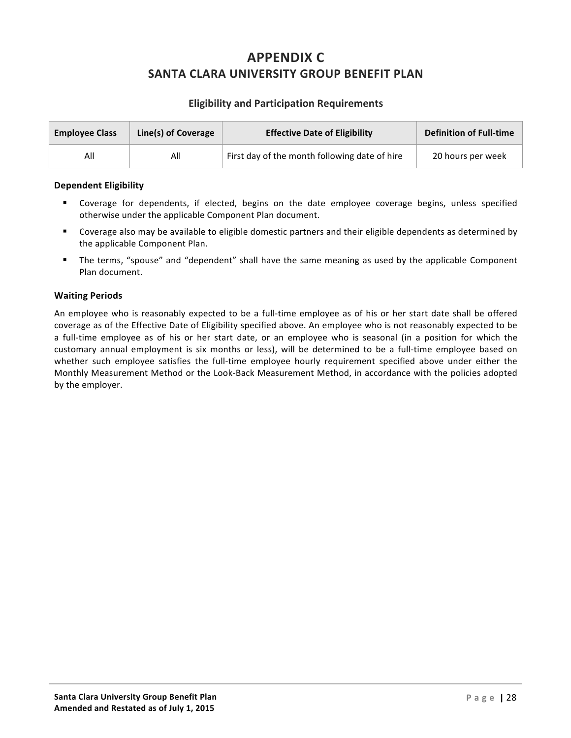# APPENDIX C

## SANTA CLARA UNIVERSITY GROUP BENEFIT PLAN

### Eligibility and Participation Requirements

| Employee Class | Line(s) of Coverage | Effective Date of Eligibility | Definition of Full-time |
|---|---|---|---|
| All | All | First day of the month following date of hire | 20 hours per week |

**Dependent Eligibility**

- Coverage for dependents, if elected, begins on the date employee coverage begins, unless specified otherwise under the applicable Component Plan document.
- Coverage also may be available to eligible domestic partners and their eligible dependents as determined by the applicable Component Plan.
- The terms, "spouse" and "dependent" shall have the same meaning as used by the applicable Component Plan document.

**Waiting Periods**

An employee who is reasonably expected to be a full-time employee as of his or her start date shall be offered coverage as of the Effective Date of Eligibility specified above. An employee who is not reasonably expected to be a full-time employee as of his or her start date, or an employee who is seasonal (in a position for which the customary annual employment is six months or less), will be determined to be a full-time employee based on whether such employee satisfies the full-time employee hourly requirement specified above under either the Monthly Measurement Method or the Look-Back Measurement Method, in accordance with the policies adopted by the employer.